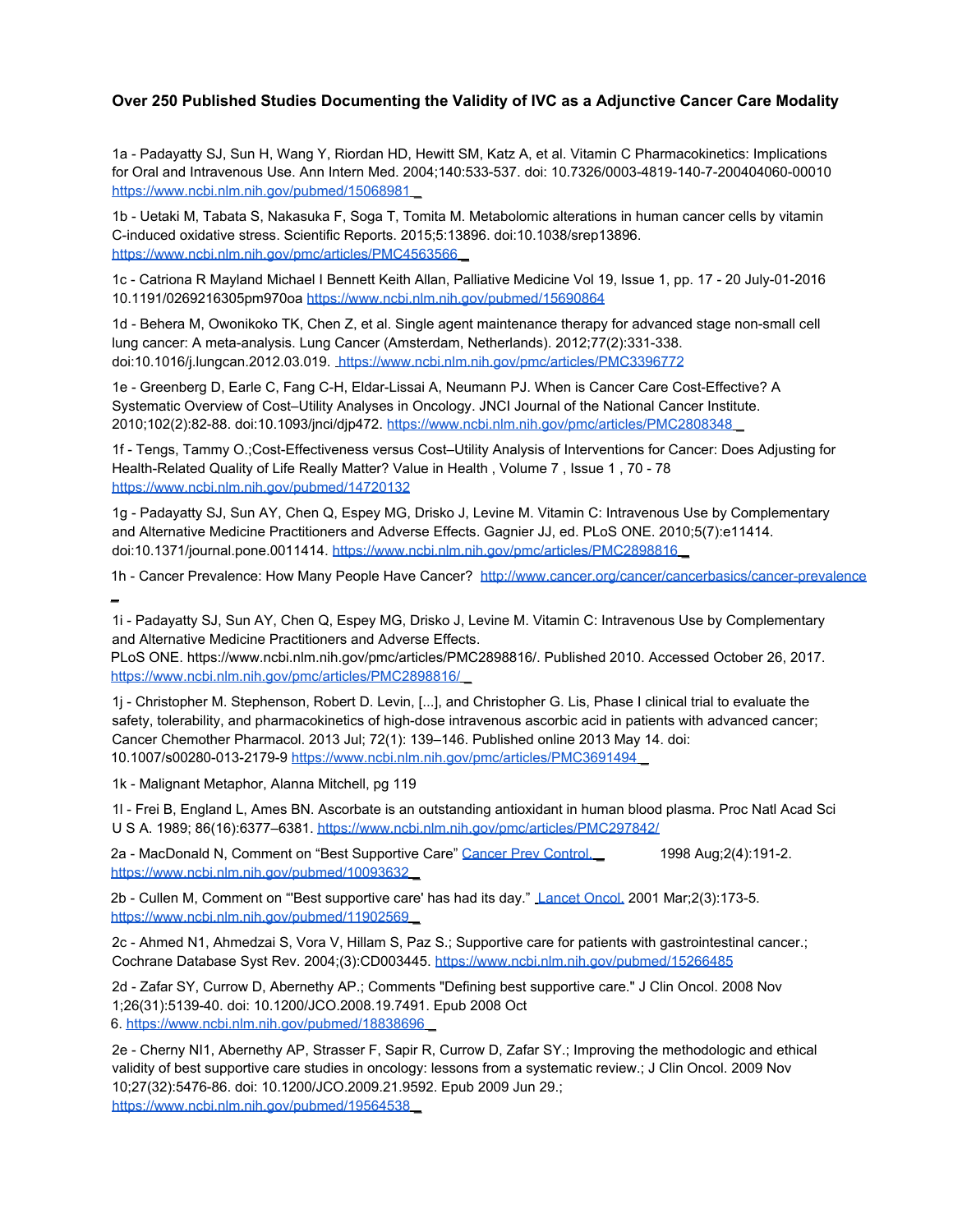**Over 250 Published Studies Documenting the Validity of IVC as a Adjunctive Cancer Care Modality**

1a - Padayatty SJ, Sun H, Wang Y, Riordan HD, Hewitt SM, Katz A, et al. Vitamin C Pharmacokinetics: Implications for Oral and Intravenous Use. Ann Intern Med. 2004;140:533-537. doi: 10.7326/0003-4819-140-7-200404060-00010 https://www.ncbi.nlm.nih.gov/pubmed/15068981

1b - Uetaki M, Tabata S, Nakasuka F, Soga T, Tomita M. Metabolomic alterations in human cancer cells by vitamin C-induced oxidative stress. Scientific Reports. 2015;5:13896. doi:10.1038/srep13896. https://www.ncbi.nlm.nih.gov/pmc/articles/PMC4563566

1c - Catriona R Mayland Michael I Bennett Keith Allan, Palliative Medicine Vol 19, Issue 1, pp. 17 - 20 July-01-2016 10.1191/0269216305pm970oa https://www.ncbi.nlm.nih.gov/pubmed/15690864

1d - Behera M, Owonikoko TK, Chen Z, et al. Single agent maintenance therapy for advanced stage non-small cell lung cancer: A meta-analysis. Lung Cancer (Amsterdam, Netherlands). 2012;77(2):331-338. doi:10.1016/j.lungcan.2012.03.019. https://www.ncbi.nlm.nih.gov/pmc/articles/PMC3396772

1e - Greenberg D, Earle C, Fang C-H, Eldar-Lissai A, Neumann PJ. When is Cancer Care Cost-Effective? A Systematic Overview of Cost–Utility Analyses in Oncology. JNCI Journal of the National Cancer Institute. 2010;102(2):82-88. doi:10.1093/jnci/djp472. https://www.ncbi.nlm.nih.gov/pmc/articles/PMC2808348

1f - Tengs, Tammy O.;Cost-Effectiveness versus Cost–Utility Analysis of Interventions for Cancer: Does Adjusting for Health-Related Quality of Life Really Matter? Value in Health , Volume 7 , Issue 1 , 70 - 78 https://www.ncbi.nlm.nih.gov/pubmed/14720132

1g - Padayatty SJ, Sun AY, Chen Q, Espey MG, Drisko J, Levine M. Vitamin C: Intravenous Use by Complementary and Alternative Medicine Practitioners and Adverse Effects. Gagnier JJ, ed. PLoS ONE. 2010;5(7):e11414. doi:10.1371/journal.pone.0011414. https://www.ncbi.nlm.nih.gov/pmc/articles/PMC2898816

1h - Cancer Prevalence: How Many People Have Cancer? http://www.cancer.org/cancer/cancerbasics/cancer-prevalence

1i - Padayatty SJ, Sun AY, Chen Q, Espey MG, Drisko J, Levine M. Vitamin C: Intravenous Use by Complementary and Alternative Medicine Practitioners and Adverse Effects.
PLoS ONE. https://www.ncbi.nlm.nih.gov/pmc/articles/PMC2898816/. Published 2010. Accessed October 26, 2017. https://www.ncbi.nlm.nih.gov/pmc/articles/PMC2898816/

1j - Christopher M. Stephenson, Robert D. Levin, [...], and Christopher G. Lis, Phase I clinical trial to evaluate the safety, tolerability, and pharmacokinetics of high-dose intravenous ascorbic acid in patients with advanced cancer; Cancer Chemother Pharmacol. 2013 Jul; 72(1): 139–146. Published online 2013 May 14. doi: 10.1007/s00280-013-2179-9 https://www.ncbi.nlm.nih.gov/pmc/articles/PMC3691494

1k - Malignant Metaphor, Alanna Mitchell, pg 119

1l - Frei B, England L, Ames BN. Ascorbate is an outstanding antioxidant in human blood plasma. Proc Natl Acad Sci U S A. 1989; 86(16):6377–6381. https://www.ncbi.nlm.nih.gov/pmc/articles/PMC297842/

2a - MacDonald N, Comment on "Best Supportive Care" Cancer Prev Control. 1998 Aug;2(4):191-2. https://www.ncbi.nlm.nih.gov/pubmed/10093632

2b - Cullen M, Comment on "'Best supportive care' has had its day." Lancet Oncol. 2001 Mar;2(3):173-5. https://www.ncbi.nlm.nih.gov/pubmed/11902569

2c - Ahmed N1, Ahmedzai S, Vora V, Hillam S, Paz S.; Supportive care for patients with gastrointestinal cancer.; Cochrane Database Syst Rev. 2004;(3):CD003445. https://www.ncbi.nlm.nih.gov/pubmed/15266485

2d - Zafar SY, Currow D, Abernethy AP.; Comments "Defining best supportive care." J Clin Oncol. 2008 Nov 1;26(31):5139-40. doi: 10.1200/JCO.2008.19.7491. Epub 2008 Oct 6. https://www.ncbi.nlm.nih.gov/pubmed/18838696

2e - Cherny NI1, Abernethy AP, Strasser F, Sapir R, Currow D, Zafar SY.; Improving the methodologic and ethical validity of best supportive care studies in oncology: lessons from a systematic review.; J Clin Oncol. 2009 Nov 10;27(32):5476-86. doi: 10.1200/JCO.2009.21.9592. Epub 2009 Jun 29.; https://www.ncbi.nlm.nih.gov/pubmed/19564538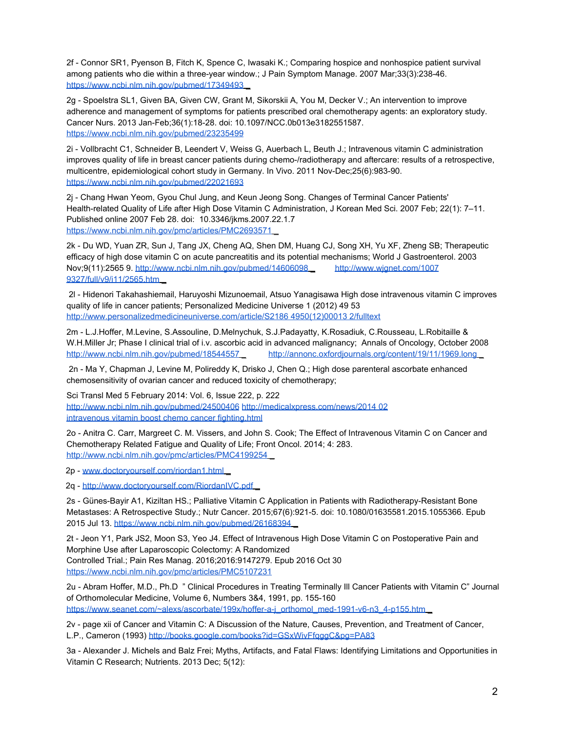2f - Connor SR1, Pyenson B, Fitch K, Spence C, Iwasaki K.; Comparing hospice and nonhospice patient survival among patients who die within a three-year window.; J Pain Symptom Manage. 2007 Mar;33(3):238-46. https://www.ncbi.nlm.nih.gov/pubmed/17349493

2g - Spoelstra SL1, Given BA, Given CW, Grant M, Sikorskii A, You M, Decker V.; An intervention to improve adherence and management of symptoms for patients prescribed oral chemotherapy agents: an exploratory study. Cancer Nurs. 2013 Jan-Feb;36(1):18-28. doi: 10.1097/NCC.0b013e3182551587. https://www.ncbi.nlm.nih.gov/pubmed/23235499

2i - Vollbracht C1, Schneider B, Leendert V, Weiss G, Auerbach L, Beuth J.; Intravenous vitamin C administration improves quality of life in breast cancer patients during chemo-/radiotherapy and aftercare: results of a retrospective, multicentre, epidemiological cohort study in Germany. In Vivo. 2011 Nov-Dec;25(6):983-90. https://www.ncbi.nlm.nih.gov/pubmed/22021693

2j - Chang Hwan Yeom, Gyou Chul Jung, and Keun Jeong Song. Changes of Terminal Cancer Patients' Health-related Quality of Life after High Dose Vitamin C Administration, J Korean Med Sci. 2007 Feb; 22(1): 7–11. Published online 2007 Feb 28. doi: 10.3346/jkms.2007.22.1.7 https://www.ncbi.nlm.nih.gov/pmc/articles/PMC2693571

2k - Du WD, Yuan ZR, Sun J, Tang JX, Cheng AQ, Shen DM, Huang CJ, Song XH, Yu XF, Zheng SB; Therapeutic efficacy of high dose vitamin C on acute pancreatitis and its potential mechanisms; World J Gastroenterol. 2003 Nov;9(11):2565 9. http://www.ncbi.nlm.nih.gov/pubmed/14606098 http://www.wjgnet.com/1007 9327/full/v9/i11/2565.htm

2l - Hidenori Takahashiemail, Haruyoshi Mizunoemail, Atsuo Yanagisawa High dose intravenous vitamin C improves quality of life in cancer patients; Personalized Medicine Universe 1 (2012) 49 53 http://www.personalizedmedicineuniverse.com/article/S2186 4950(12)00013 2/fulltext

2m - L.J.Hoffer, M.Levine, S.Assouline, D.Melnychuk, S.J.Padayatty, K.Rosadiuk, C.Rousseau, L.Robitaille & W.H.Miller Jr; Phase I clinical trial of i.v. ascorbic acid in advanced malignancy; Annals of Oncology, October 2008 http://www.ncbi.nlm.nih.gov/pubmed/18544557 http://annonc.oxfordjournals.org/content/19/11/1969.long

2n - Ma Y, Chapman J, Levine M, Polireddy K, Drisko J, Chen Q.; High dose parenteral ascorbate enhanced chemosensitivity of ovarian cancer and reduced toxicity of chemotherapy;

Sci Transl Med 5 February 2014: Vol. 6, Issue 222, p. 222 http://www.ncbi.nlm.nih.gov/pubmed/24500406 http://medicalxpress.com/news/2014 02 intravenous vitamin boost chemo cancer fighting.html

2o - Anitra C. Carr, Margreet C. M. Vissers, and John S. Cook; The Effect of Intravenous Vitamin C on Cancer and Chemotherapy Related Fatigue and Quality of Life; Front Oncol. 2014; 4: 283. http://www.ncbi.nlm.nih.gov/pmc/articles/PMC4199254

2p - www.doctoryourself.com/riordan1.html

2q - http://www.doctoryourself.com/RiordanIVC.pdf

2s - Günes-Bayir A1, Kiziltan HS.; Palliative Vitamin C Application in Patients with Radiotherapy-Resistant Bone Metastases: A Retrospective Study.; Nutr Cancer. 2015;67(6):921-5. doi: 10.1080/01635581.2015.1055366. Epub 2015 Jul 13. https://www.ncbi.nlm.nih.gov/pubmed/26168394

2t - Jeon Y1, Park JS2, Moon S3, Yeo J4. Effect of Intravenous High Dose Vitamin C on Postoperative Pain and Morphine Use after Laparoscopic Colectomy: A Randomized Controlled Trial.; Pain Res Manag. 2016;2016:9147279. Epub 2016 Oct 30 https://www.ncbi.nlm.nih.gov/pmc/articles/PMC5107231

2u - Abram Hoffer, M.D., Ph.D " Clinical Procedures in Treating Terminally Ill Cancer Patients with Vitamin C" Journal of Orthomolecular Medicine, Volume 6, Numbers 3&4, 1991, pp. 155-160 https://www.seanet.com/~alexs/ascorbate/199x/hoffer-a-j_orthomol_med-1991-v6-n3_4-p155.htm

2v - page xii of Cancer and Vitamin C: A Discussion of the Nature, Causes, Prevention, and Treatment of Cancer, L.P., Cameron (1993) http://books.google.com/books?id=GSxWivFfqggC&pg=PA83

3a - Alexander J. Michels and Balz Frei; Myths, Artifacts, and Fatal Flaws: Identifying Limitations and Opportunities in Vitamin C Research; Nutrients. 2013 Dec; 5(12):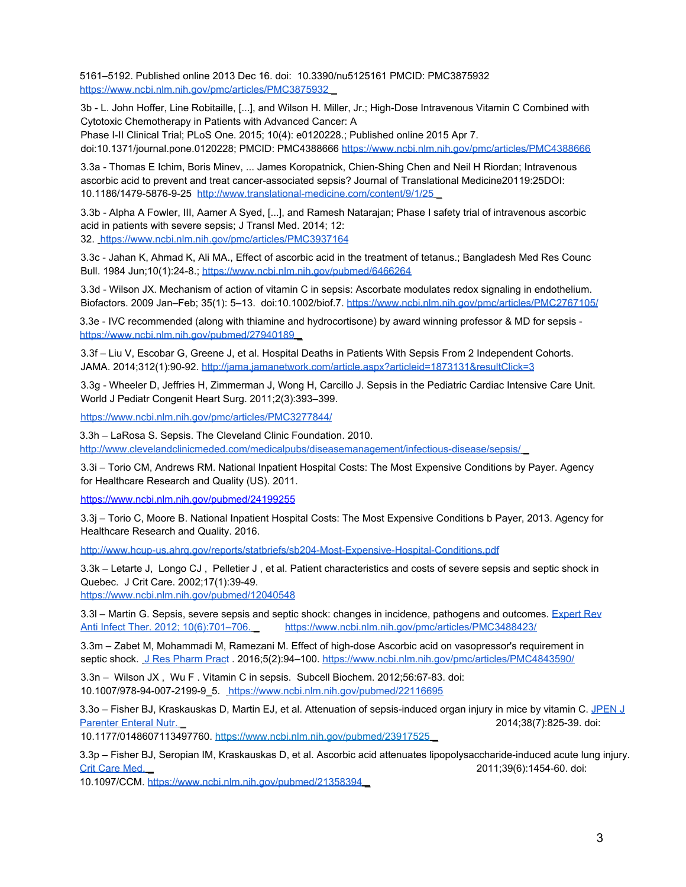5161–5192. Published online 2013 Dec 16. doi: 10.3390/nu5125161 PMCID: PMC3875932 https://www.ncbi.nlm.nih.gov/pmc/articles/PMC3875932

3b - L. John Hoffer, Line Robitaille, [...], and Wilson H. Miller, Jr.; High-Dose Intravenous Vitamin C Combined with Cytotoxic Chemotherapy in Patients with Advanced Cancer: A Phase I-II Clinical Trial; PLoS One. 2015; 10(4): e0120228.; Published online 2015 Apr 7. doi:10.1371/journal.pone.0120228; PMCID: PMC4388666 https://www.ncbi.nlm.nih.gov/pmc/articles/PMC4388666

3.3a - Thomas E Ichim, Boris Minev, ... James Koropatnick, Chien-Shing Chen and Neil H Riordan; Intravenous ascorbic acid to prevent and treat cancer-associated sepsis? Journal of Translational Medicine20119:25DOI: 10.1186/1479-5876-9-25 http://www.translational-medicine.com/content/9/1/25

3.3b - Alpha A Fowler, III, Aamer A Syed, [...], and Ramesh Natarajan; Phase I safety trial of intravenous ascorbic acid in patients with severe sepsis; J Transl Med. 2014; 12: 32. https://www.ncbi.nlm.nih.gov/pmc/articles/PMC3937164

3.3c - Jahan K, Ahmad K, Ali MA., Effect of ascorbic acid in the treatment of tetanus.; Bangladesh Med Res Counc Bull. 1984 Jun;10(1):24-8.; https://www.ncbi.nlm.nih.gov/pubmed/6466264

3.3d - Wilson JX. Mechanism of action of vitamin C in sepsis: Ascorbate modulates redox signaling in endothelium. Biofactors. 2009 Jan–Feb; 35(1): 5–13. doi:10.1002/biof.7. https://www.ncbi.nlm.nih.gov/pmc/articles/PMC2767105/

3.3e - IVC recommended (along with thiamine and hydrocortisone) by award winning professor & MD for sepsis - https://www.ncbi.nlm.nih.gov/pubmed/27940189

3.3f – Liu V, Escobar G, Greene J, et al. Hospital Deaths in Patients With Sepsis From 2 Independent Cohorts. JAMA. 2014;312(1):90-92. http://jama.jamanetwork.com/article.aspx?articleid=1873131&resultClick=3

3.3g - Wheeler D, Jeffries H, Zimmerman J, Wong H, Carcillo J. Sepsis in the Pediatric Cardiac Intensive Care Unit. World J Pediatr Congenit Heart Surg. 2011;2(3):393–399.

https://www.ncbi.nlm.nih.gov/pmc/articles/PMC3277844/

3.3h – LaRosa S. Sepsis. The Cleveland Clinic Foundation. 2010. http://www.clevelandclinicmeded.com/medicalpubs/diseasemanagement/infectious-disease/sepsis/

3.3i – Torio CM, Andrews RM. National Inpatient Hospital Costs: The Most Expensive Conditions by Payer. Agency for Healthcare Research and Quality (US). 2011.

https://www.ncbi.nlm.nih.gov/pubmed/24199255

3.3j – Torio C, Moore B. National Inpatient Hospital Costs: The Most Expensive Conditions b Payer, 2013. Agency for Healthcare Research and Quality. 2016.

http://www.hcup-us.ahrq.gov/reports/statbriefs/sb204-Most-Expensive-Hospital-Conditions.pdf

3.3k – Letarte J, Longo CJ , Pelletier J , et al. Patient characteristics and costs of severe sepsis and septic shock in Quebec. J Crit Care. 2002;17(1):39-49. https://www.ncbi.nlm.nih.gov/pubmed/12040548

3.3l – Martin G. Sepsis, severe sepsis and septic shock: changes in incidence, pathogens and outcomes. Expert Rev Anti Infect Ther. 2012; 10(6):701–706. https://www.ncbi.nlm.nih.gov/pmc/articles/PMC3488423/

3.3m – Zabet M, Mohammadi M, Ramezani M. Effect of high-dose Ascorbic acid on vasopressor's requirement in septic shock. J Res Pharm Pract . 2016;5(2):94–100. https://www.ncbi.nlm.nih.gov/pmc/articles/PMC4843590/

3.3n – Wilson JX , Wu F . Vitamin C in sepsis. Subcell Biochem. 2012;56:67-83. doi: 10.1007/978-94-007-2199-9_5. https://www.ncbi.nlm.nih.gov/pubmed/22116695

3.3o – Fisher BJ, Kraskauskas D, Martin EJ, et al. Attenuation of sepsis-induced organ injury in mice by vitamin C. JPEN J Parenter Enteral Nutr. 2014;38(7):825-39. doi: 10.1177/0148607113497760. https://www.ncbi.nlm.nih.gov/pubmed/23917525

3.3p – Fisher BJ, Seropian IM, Kraskauskas D, et al. Ascorbic acid attenuates lipopolysaccharide-induced acute lung injury. Crit Care Med. 2011;39(6):1454-60. doi: 10.1097/CCM. https://www.ncbi.nlm.nih.gov/pubmed/21358394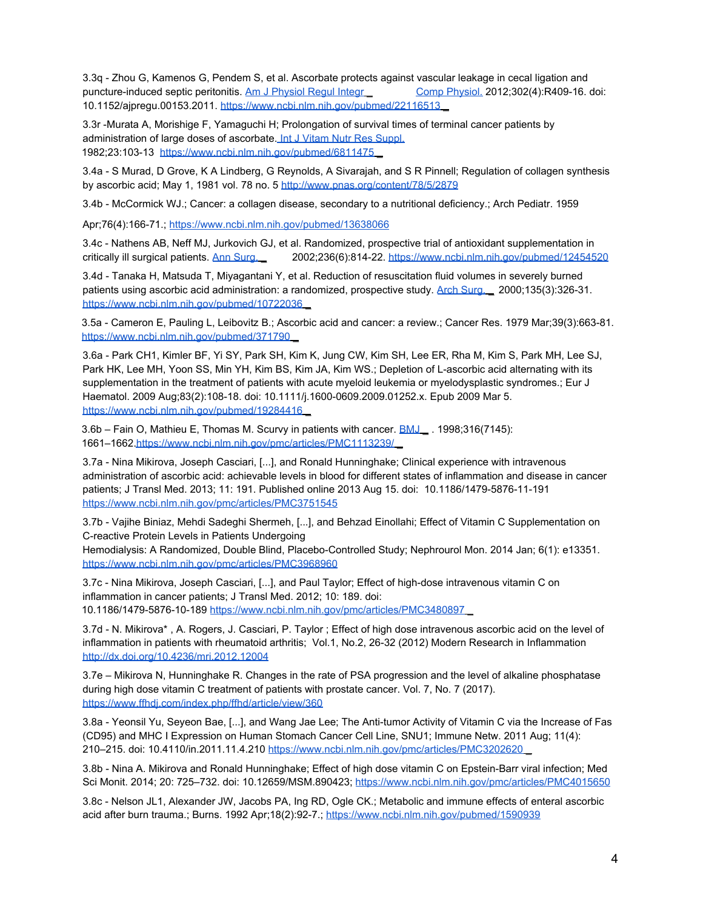3.3q - Zhou G, Kamenos G, Pendem S, et al. Ascorbate protects against vascular leakage in cecal ligation and puncture-induced septic peritonitis. Am J Physiol Regul Integr Comp Physiol. 2012;302(4):R409-16. doi: 10.1152/ajpregu.00153.2011. https://www.ncbi.nlm.nih.gov/pubmed/22116513

3.3r -Murata A, Morishige F, Yamaguchi H; Prolongation of survival times of terminal cancer patients by administration of large doses of ascorbate. Int J Vitam Nutr Res Suppl. 1982;23:103-13 https://www.ncbi.nlm.nih.gov/pubmed/6811475

3.4a - S Murad, D Grove, K A Lindberg, G Reynolds, A Sivarajah, and S R Pinnell; Regulation of collagen synthesis by ascorbic acid; May 1, 1981 vol. 78 no. 5 http://www.pnas.org/content/78/5/2879

3.4b - McCormick WJ.; Cancer: a collagen disease, secondary to a nutritional deficiency.; Arch Pediatr. 1959 Apr;76(4):166-71.; https://www.ncbi.nlm.nih.gov/pubmed/13638066

3.4c - Nathens AB, Neff MJ, Jurkovich GJ, et al. Randomized, prospective trial of antioxidant supplementation in critically ill surgical patients. Ann Surg. 2002;236(6):814-22. https://www.ncbi.nlm.nih.gov/pubmed/12454520

3.4d - Tanaka H, Matsuda T, Miyagantani Y, et al. Reduction of resuscitation fluid volumes in severely burned patients using ascorbic acid administration: a randomized, prospective study. Arch Surg. 2000;135(3):326-31. https://www.ncbi.nlm.nih.gov/pubmed/10722036

3.5a - Cameron E, Pauling L, Leibovitz B.; Ascorbic acid and cancer: a review.; Cancer Res. 1979 Mar;39(3):663-81. https://www.ncbi.nlm.nih.gov/pubmed/371790

3.6a - Park CH1, Kimler BF, Yi SY, Park SH, Kim K, Jung CW, Kim SH, Lee ER, Rha M, Kim S, Park MH, Lee SJ, Park HK, Lee MH, Yoon SS, Min YH, Kim BS, Kim JA, Kim WS.; Depletion of L-ascorbic acid alternating with its supplementation in the treatment of patients with acute myeloid leukemia or myelodysplastic syndromes.; Eur J Haematol. 2009 Aug;83(2):108-18. doi: 10.1111/j.1600-0609.2009.01252.x. Epub 2009 Mar 5. https://www.ncbi.nlm.nih.gov/pubmed/19284416

3.6b – Fain O, Mathieu E, Thomas M. Scurvy in patients with cancer. BMJ . 1998;316(7145): 1661–1662.https://www.ncbi.nlm.nih.gov/pmc/articles/PMC1113239/

3.7a - Nina Mikirova, Joseph Casciari, [...], and Ronald Hunninghake; Clinical experience with intravenous administration of ascorbic acid: achievable levels in blood for different states of inflammation and disease in cancer patients; J Transl Med. 2013; 11: 191. Published online 2013 Aug 15. doi: 10.1186/1479-5876-11-191 https://www.ncbi.nlm.nih.gov/pmc/articles/PMC3751545

3.7b - Vajihe Biniaz, Mehdi Sadeghi Shermeh, [...], and Behzad Einollahi; Effect of Vitamin C Supplementation on C-reactive Protein Levels in Patients Undergoing Hemodialysis: A Randomized, Double Blind, Placebo-Controlled Study; Nephrourol Mon. 2014 Jan; 6(1): e13351. https://www.ncbi.nlm.nih.gov/pmc/articles/PMC3968960

3.7c - Nina Mikirova, Joseph Casciari, [...], and Paul Taylor; Effect of high-dose intravenous vitamin C on inflammation in cancer patients; J Transl Med. 2012; 10: 189. doi: 10.1186/1479-5876-10-189 https://www.ncbi.nlm.nih.gov/pmc/articles/PMC3480897

3.7d - N. Mikirova* , A. Rogers, J. Casciari, P. Taylor ; Effect of high dose intravenous ascorbic acid on the level of inflammation in patients with rheumatoid arthritis; Vol.1, No.2, 26-32 (2012) Modern Research in Inflammation http://dx.doi.org/10.4236/mri.2012.12004

3.7e – Mikirova N, Hunninghake R. Changes in the rate of PSA progression and the level of alkaline phosphatase during high dose vitamin C treatment of patients with prostate cancer. Vol. 7, No. 7 (2017). https://www.ffhdj.com/index.php/ffhd/article/view/360

3.8a - Yeonsil Yu, Seyeon Bae, [...], and Wang Jae Lee; The Anti-tumor Activity of Vitamin C via the Increase of Fas (CD95) and MHC I Expression on Human Stomach Cancer Cell Line, SNU1; Immune Netw. 2011 Aug; 11(4): 210–215. doi: 10.4110/in.2011.11.4.210 https://www.ncbi.nlm.nih.gov/pmc/articles/PMC3202620

3.8b - Nina A. Mikirova and Ronald Hunninghake; Effect of high dose vitamin C on Epstein-Barr viral infection; Med Sci Monit. 2014; 20: 725–732. doi: 10.12659/MSM.890423; https://www.ncbi.nlm.nih.gov/pmc/articles/PMC4015650

3.8c - Nelson JL1, Alexander JW, Jacobs PA, Ing RD, Ogle CK.; Metabolic and immune effects of enteral ascorbic acid after burn trauma.; Burns. 1992 Apr;18(2):92-7.; https://www.ncbi.nlm.nih.gov/pubmed/1590939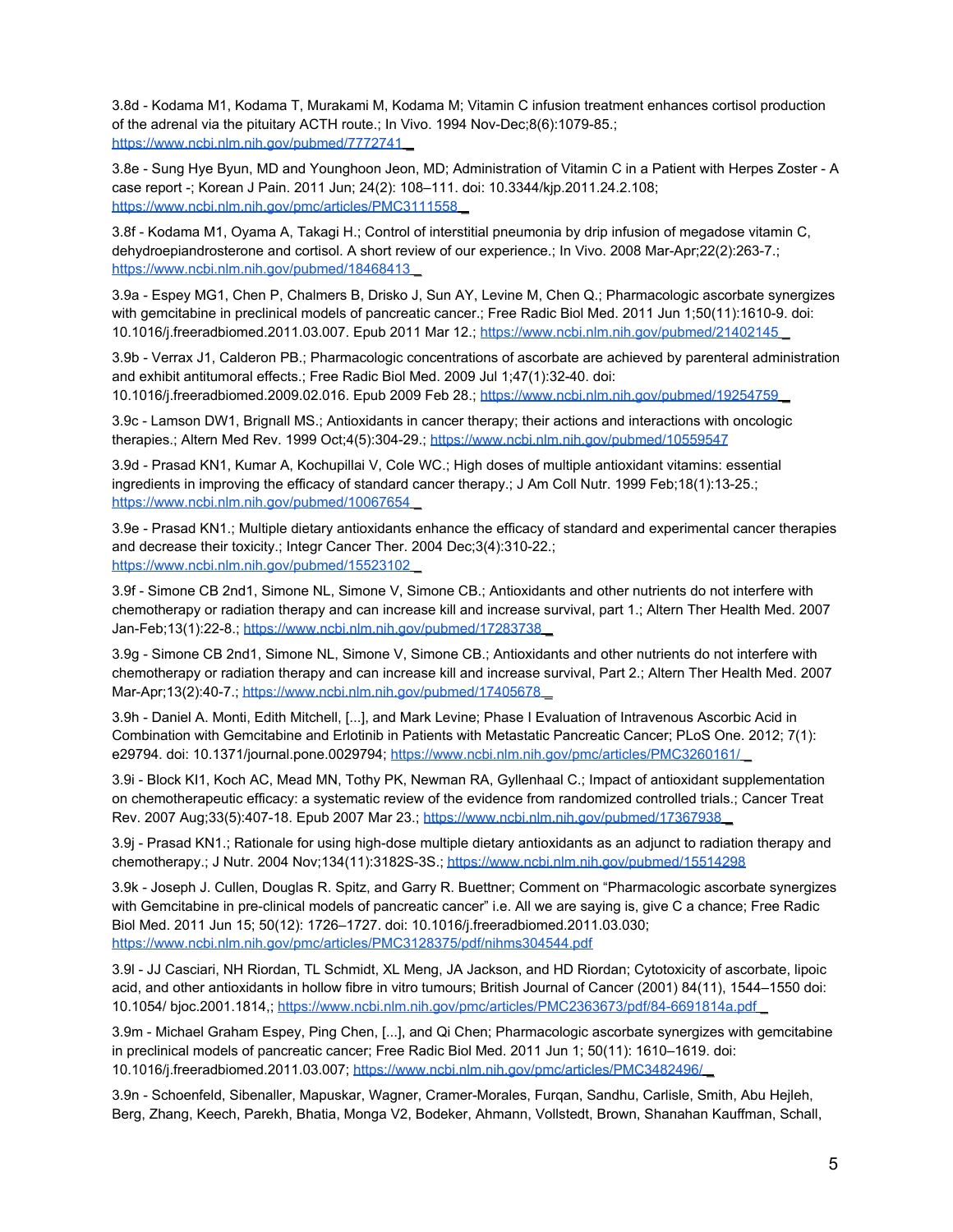3.8d - Kodama M1, Kodama T, Murakami M, Kodama M; Vitamin C infusion treatment enhances cortisol production of the adrenal via the pituitary ACTH route.; In Vivo. 1994 Nov-Dec;8(6):1079-85.; https://www.ncbi.nlm.nih.gov/pubmed/7772741

3.8e - Sung Hye Byun, MD and Younghoon Jeon, MD; Administration of Vitamin C in a Patient with Herpes Zoster - A case report -; Korean J Pain. 2011 Jun; 24(2): 108–111. doi: 10.3344/kjp.2011.24.2.108; https://www.ncbi.nlm.nih.gov/pmc/articles/PMC3111558

3.8f - Kodama M1, Oyama A, Takagi H.; Control of interstitial pneumonia by drip infusion of megadose vitamin C, dehydroepiandrosterone and cortisol. A short review of our experience.; In Vivo. 2008 Mar-Apr;22(2):263-7.; https://www.ncbi.nlm.nih.gov/pubmed/18468413

3.9a - Espey MG1, Chen P, Chalmers B, Drisko J, Sun AY, Levine M, Chen Q.; Pharmacologic ascorbate synergizes with gemcitabine in preclinical models of pancreatic cancer.; Free Radic Biol Med. 2011 Jun 1;50(11):1610-9. doi: 10.1016/j.freeradbiomed.2011.03.007. Epub 2011 Mar 12.; https://www.ncbi.nlm.nih.gov/pubmed/21402145

3.9b - Verrax J1, Calderon PB.; Pharmacologic concentrations of ascorbate are achieved by parenteral administration and exhibit antitumoral effects.; Free Radic Biol Med. 2009 Jul 1;47(1):32-40. doi: 10.1016/j.freeradbiomed.2009.02.016. Epub 2009 Feb 28.; https://www.ncbi.nlm.nih.gov/pubmed/19254759

3.9c - Lamson DW1, Brignall MS.; Antioxidants in cancer therapy; their actions and interactions with oncologic therapies.; Altern Med Rev. 1999 Oct;4(5):304-29.; https://www.ncbi.nlm.nih.gov/pubmed/10559547

3.9d - Prasad KN1, Kumar A, Kochupillai V, Cole WC.; High doses of multiple antioxidant vitamins: essential ingredients in improving the efficacy of standard cancer therapy.; J Am Coll Nutr. 1999 Feb;18(1):13-25.; https://www.ncbi.nlm.nih.gov/pubmed/10067654

3.9e - Prasad KN1.; Multiple dietary antioxidants enhance the efficacy of standard and experimental cancer therapies and decrease their toxicity.; Integr Cancer Ther. 2004 Dec;3(4):310-22.; https://www.ncbi.nlm.nih.gov/pubmed/15523102

3.9f - Simone CB 2nd1, Simone NL, Simone V, Simone CB.; Antioxidants and other nutrients do not interfere with chemotherapy or radiation therapy and can increase kill and increase survival, part 1.; Altern Ther Health Med. 2007 Jan-Feb;13(1):22-8.; https://www.ncbi.nlm.nih.gov/pubmed/17283738

3.9g - Simone CB 2nd1, Simone NL, Simone V, Simone CB.; Antioxidants and other nutrients do not interfere with chemotherapy or radiation therapy and can increase kill and increase survival, Part 2.; Altern Ther Health Med. 2007 Mar-Apr;13(2):40-7.; https://www.ncbi.nlm.nih.gov/pubmed/17405678

3.9h - Daniel A. Monti, Edith Mitchell, [...], and Mark Levine; Phase I Evaluation of Intravenous Ascorbic Acid in Combination with Gemcitabine and Erlotinib in Patients with Metastatic Pancreatic Cancer; PLoS One. 2012; 7(1): e29794. doi: 10.1371/journal.pone.0029794; https://www.ncbi.nlm.nih.gov/pmc/articles/PMC3260161/

3.9i - Block KI1, Koch AC, Mead MN, Tothy PK, Newman RA, Gyllenhaal C.; Impact of antioxidant supplementation on chemotherapeutic efficacy: a systematic review of the evidence from randomized controlled trials.; Cancer Treat Rev. 2007 Aug;33(5):407-18. Epub 2007 Mar 23.; https://www.ncbi.nlm.nih.gov/pubmed/17367938

3.9j - Prasad KN1.; Rationale for using high-dose multiple dietary antioxidants as an adjunct to radiation therapy and chemotherapy.; J Nutr. 2004 Nov;134(11):3182S-3S.; https://www.ncbi.nlm.nih.gov/pubmed/15514298

3.9k - Joseph J. Cullen, Douglas R. Spitz, and Garry R. Buettner; Comment on "Pharmacologic ascorbate synergizes with Gemcitabine in pre-clinical models of pancreatic cancer" i.e. All we are saying is, give C a chance; Free Radic Biol Med. 2011 Jun 15; 50(12): 1726–1727. doi: 10.1016/j.freeradbiomed.2011.03.030; https://www.ncbi.nlm.nih.gov/pmc/articles/PMC3128375/pdf/nihms304544.pdf

3.9l - JJ Casciari, NH Riordan, TL Schmidt, XL Meng, JA Jackson, and HD Riordan; Cytotoxicity of ascorbate, lipoic acid, and other antioxidants in hollow fibre in vitro tumours; British Journal of Cancer (2001) 84(11), 1544–1550 doi: 10.1054/ bjoc.2001.1814,; https://www.ncbi.nlm.nih.gov/pmc/articles/PMC2363673/pdf/84-6691814a.pdf

3.9m - Michael Graham Espey, Ping Chen, [...], and Qi Chen; Pharmacologic ascorbate synergizes with gemcitabine in preclinical models of pancreatic cancer; Free Radic Biol Med. 2011 Jun 1; 50(11): 1610–1619. doi: 10.1016/j.freeradbiomed.2011.03.007; https://www.ncbi.nlm.nih.gov/pmc/articles/PMC3482496/

3.9n - Schoenfeld, Sibenaller, Mapuskar, Wagner, Cramer-Morales, Furqan, Sandhu, Carlisle, Smith, Abu Hejleh, Berg, Zhang, Keech, Parekh, Bhatia, Monga V2, Bodeker, Ahmann, Vollstedt, Brown, Shanahan Kauffman, Schall,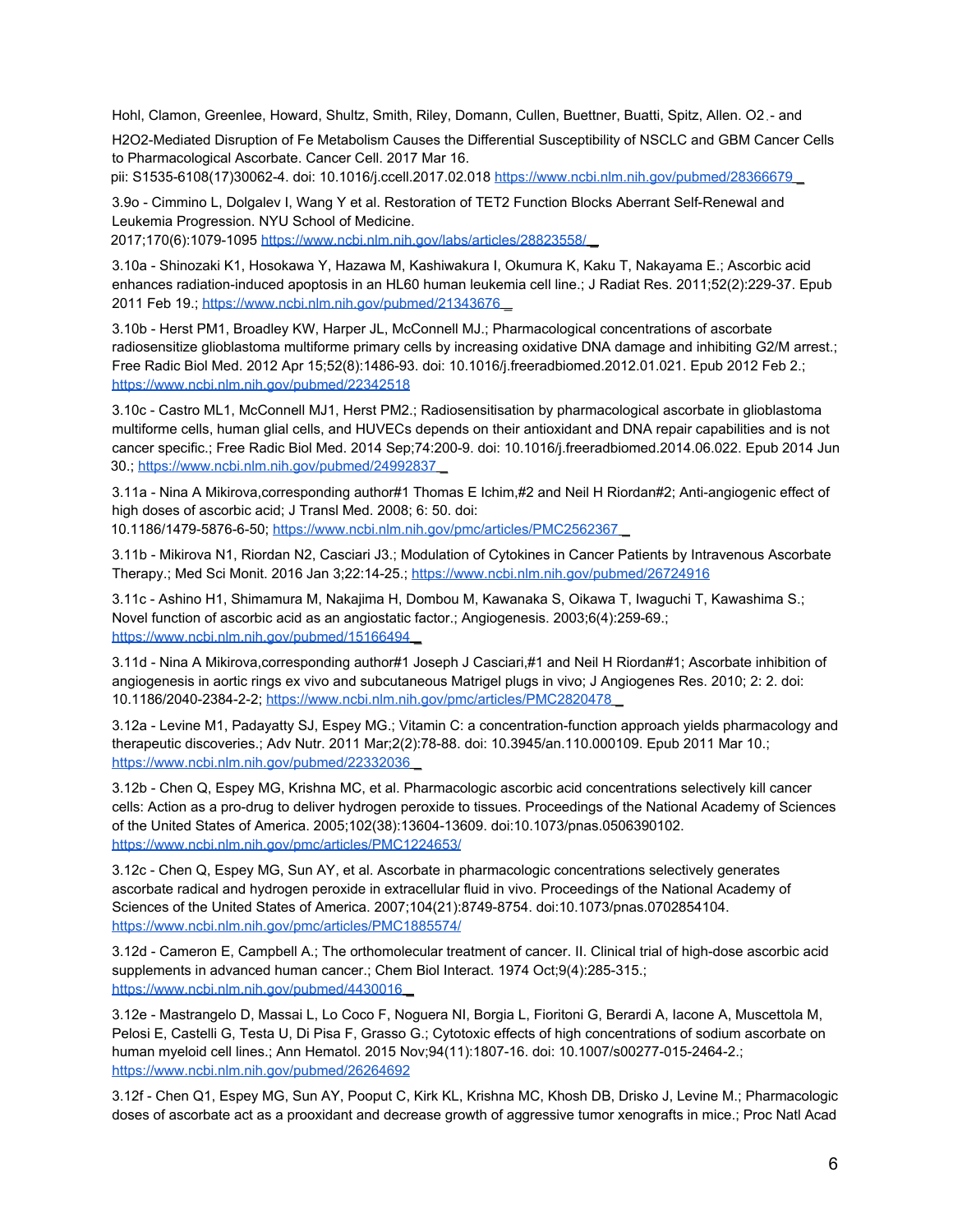Hohl, Clamon, Greenlee, Howard, Shultz, Smith, Riley, Domann, Cullen, Buettner, Buatti, Spitz, Allen. O2.- and H2O2-Mediated Disruption of Fe Metabolism Causes the Differential Susceptibility of NSCLC and GBM Cancer Cells to Pharmacological Ascorbate. Cancer Cell. 2017 Mar 16. pii: S1535-6108(17)30062-4. doi: 10.1016/j.ccell.2017.02.018 https://www.ncbi.nlm.nih.gov/pubmed/28366679

3.9o - Cimmino L, Dolgalev I, Wang Y et al. Restoration of TET2 Function Blocks Aberrant Self-Renewal and Leukemia Progression. NYU School of Medicine. 2017;170(6):1079-1095 https://www.ncbi.nlm.nih.gov/labs/articles/28823558/

3.10a - Shinozaki K1, Hosokawa Y, Hazawa M, Kashiwakura I, Okumura K, Kaku T, Nakayama E.; Ascorbic acid enhances radiation-induced apoptosis in an HL60 human leukemia cell line.; J Radiat Res. 2011;52(2):229-37. Epub 2011 Feb 19.; https://www.ncbi.nlm.nih.gov/pubmed/21343676

3.10b - Herst PM1, Broadley KW, Harper JL, McConnell MJ.; Pharmacological concentrations of ascorbate radiosensitize glioblastoma multiforme primary cells by increasing oxidative DNA damage and inhibiting G2/M arrest.; Free Radic Biol Med. 2012 Apr 15;52(8):1486-93. doi: 10.1016/j.freeradbiomed.2012.01.021. Epub 2012 Feb 2.; https://www.ncbi.nlm.nih.gov/pubmed/22342518

3.10c - Castro ML1, McConnell MJ1, Herst PM2.; Radiosensitisation by pharmacological ascorbate in glioblastoma multiforme cells, human glial cells, and HUVECs depends on their antioxidant and DNA repair capabilities and is not cancer specific.; Free Radic Biol Med. 2014 Sep;74:200-9. doi: 10.1016/j.freeradbiomed.2014.06.022. Epub 2014 Jun 30.; https://www.ncbi.nlm.nih.gov/pubmed/24992837

3.11a - Nina A Mikirova,corresponding author#1 Thomas E Ichim,#2 and Neil H Riordan#2; Anti-angiogenic effect of high doses of ascorbic acid; J Transl Med. 2008; 6: 50. doi: 10.1186/1479-5876-6-50; https://www.ncbi.nlm.nih.gov/pmc/articles/PMC2562367

3.11b - Mikirova N1, Riordan N2, Casciari J3.; Modulation of Cytokines in Cancer Patients by Intravenous Ascorbate Therapy.; Med Sci Monit. 2016 Jan 3;22:14-25.; https://www.ncbi.nlm.nih.gov/pubmed/26724916

3.11c - Ashino H1, Shimamura M, Nakajima H, Dombou M, Kawanaka S, Oikawa T, Iwaguchi T, Kawashima S.; Novel function of ascorbic acid as an angiostatic factor.; Angiogenesis. 2003;6(4):259-69.; https://www.ncbi.nlm.nih.gov/pubmed/15166494

3.11d - Nina A Mikirova,corresponding author#1 Joseph J Casciari,#1 and Neil H Riordan#1; Ascorbate inhibition of angiogenesis in aortic rings ex vivo and subcutaneous Matrigel plugs in vivo; J Angiogenes Res. 2010; 2: 2. doi: 10.1186/2040-2384-2-2; https://www.ncbi.nlm.nih.gov/pmc/articles/PMC2820478

3.12a - Levine M1, Padayatty SJ, Espey MG.; Vitamin C: a concentration-function approach yields pharmacology and therapeutic discoveries.; Adv Nutr. 2011 Mar;2(2):78-88. doi: 10.3945/an.110.000109. Epub 2011 Mar 10.; https://www.ncbi.nlm.nih.gov/pubmed/22332036

3.12b - Chen Q, Espey MG, Krishna MC, et al. Pharmacologic ascorbic acid concentrations selectively kill cancer cells: Action as a pro-drug to deliver hydrogen peroxide to tissues. Proceedings of the National Academy of Sciences of the United States of America. 2005;102(38):13604-13609. doi:10.1073/pnas.0506390102. https://www.ncbi.nlm.nih.gov/pmc/articles/PMC1224653/

3.12c - Chen Q, Espey MG, Sun AY, et al. Ascorbate in pharmacologic concentrations selectively generates ascorbate radical and hydrogen peroxide in extracellular fluid in vivo. Proceedings of the National Academy of Sciences of the United States of America. 2007;104(21):8749-8754. doi:10.1073/pnas.0702854104. https://www.ncbi.nlm.nih.gov/pmc/articles/PMC1885574/

3.12d - Cameron E, Campbell A.; The orthomolecular treatment of cancer. II. Clinical trial of high-dose ascorbic acid supplements in advanced human cancer.; Chem Biol Interact. 1974 Oct;9(4):285-315.; https://www.ncbi.nlm.nih.gov/pubmed/4430016

3.12e - Mastrangelo D, Massai L, Lo Coco F, Noguera NI, Borgia L, Fioritoni G, Berardi A, Iacone A, Muscettola M, Pelosi E, Castelli G, Testa U, Di Pisa F, Grasso G.; Cytotoxic effects of high concentrations of sodium ascorbate on human myeloid cell lines.; Ann Hematol. 2015 Nov;94(11):1807-16. doi: 10.1007/s00277-015-2464-2.; https://www.ncbi.nlm.nih.gov/pubmed/26264692

3.12f - Chen Q1, Espey MG, Sun AY, Pooput C, Kirk KL, Krishna MC, Khosh DB, Drisko J, Levine M.; Pharmacologic doses of ascorbate act as a prooxidant and decrease growth of aggressive tumor xenografts in mice.; Proc Natl Acad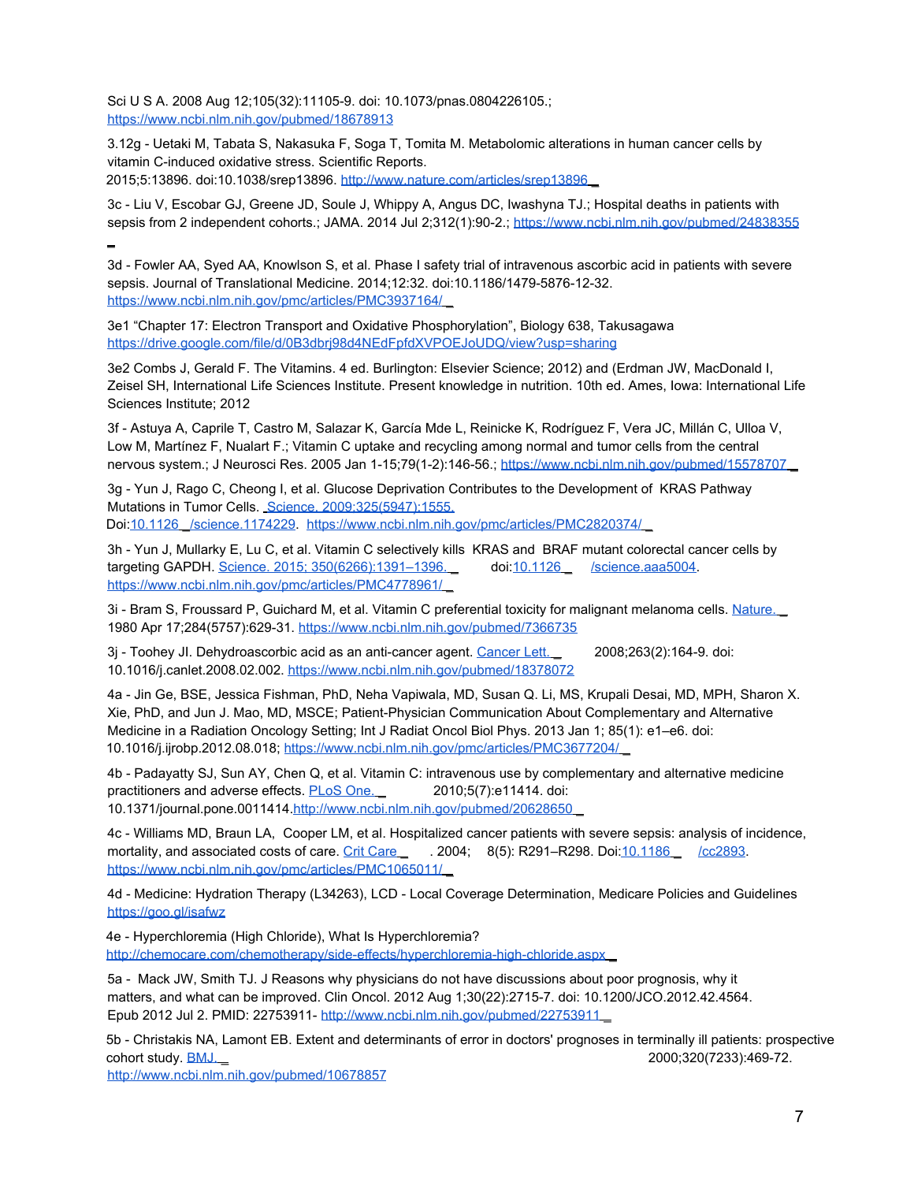Sci U S A. 2008 Aug 12;105(32):11105-9. doi: 10.1073/pnas.0804226105.; https://www.ncbi.nlm.nih.gov/pubmed/18678913

3.12g - Uetaki M, Tabata S, Nakasuka F, Soga T, Tomita M. Metabolomic alterations in human cancer cells by vitamin C-induced oxidative stress. Scientific Reports. 2015;5:13896. doi:10.1038/srep13896. http://www.nature.com/articles/srep13896

3c - Liu V, Escobar GJ, Greene JD, Soule J, Whippy A, Angus DC, Iwashyna TJ.; Hospital deaths in patients with sepsis from 2 independent cohorts.; JAMA. 2014 Jul 2;312(1):90-2.; https://www.ncbi.nlm.nih.gov/pubmed/24838355

3d - Fowler AA, Syed AA, Knowlson S, et al. Phase I safety trial of intravenous ascorbic acid in patients with severe sepsis. Journal of Translational Medicine. 2014;12:32. doi:10.1186/1479-5876-12-32. https://www.ncbi.nlm.nih.gov/pmc/articles/PMC3937164/

3e1 "Chapter 17: Electron Transport and Oxidative Phosphorylation", Biology 638, Takusagawa https://drive.google.com/file/d/0B3dbrj98d4NEdFpfdXVPOEJoUDQ/view?usp=sharing

3e2 Combs J, Gerald F. The Vitamins. 4 ed. Burlington: Elsevier Science; 2012) and (Erdman JW, MacDonald I, Zeisel SH, International Life Sciences Institute. Present knowledge in nutrition. 10th ed. Ames, Iowa: International Life Sciences Institute; 2012

3f - Astuya A, Caprile T, Castro M, Salazar K, García Mde L, Reinicke K, Rodríguez F, Vera JC, Millán C, Ulloa V, Low M, Martínez F, Nualart F.; Vitamin C uptake and recycling among normal and tumor cells from the central nervous system.; J Neurosci Res. 2005 Jan 1-15;79(1-2):146-56.; https://www.ncbi.nlm.nih.gov/pubmed/15578707

3g - Yun J, Rago C, Cheong I, et al. Glucose Deprivation Contributes to the Development of KRAS Pathway Mutations in Tumor Cells. Science. 2009;325(5947):1555. Doi:10.1126/science.1174229. https://www.ncbi.nlm.nih.gov/pmc/articles/PMC2820374/

3h - Yun J, Mullarky E, Lu C, et al. Vitamin C selectively kills KRAS and BRAF mutant colorectal cancer cells by targeting GAPDH. Science. 2015; 350(6266):1391–1396. doi:10.1126/science.aaa5004. https://www.ncbi.nlm.nih.gov/pmc/articles/PMC4778961/

3i - Bram S, Froussard P, Guichard M, et al. Vitamin C preferential toxicity for malignant melanoma cells. Nature. 1980 Apr 17;284(5757):629-31. https://www.ncbi.nlm.nih.gov/pubmed/7366735

3j - Toohey JI. Dehydroascorbic acid as an anti-cancer agent. Cancer Lett. 2008;263(2):164-9. doi: 10.1016/j.canlet.2008.02.002. https://www.ncbi.nlm.nih.gov/pubmed/18378072

4a - Jin Ge, BSE, Jessica Fishman, PhD, Neha Vapiwala, MD, Susan Q. Li, MS, Krupali Desai, MD, MPH, Sharon X. Xie, PhD, and Jun J. Mao, MD, MSCE; Patient-Physician Communication About Complementary and Alternative Medicine in a Radiation Oncology Setting; Int J Radiat Oncol Biol Phys. 2013 Jan 1; 85(1): e1–e6. doi: 10.1016/j.ijrobp.2012.08.018; https://www.ncbi.nlm.nih.gov/pmc/articles/PMC3677204/

4b - Padayatty SJ, Sun AY, Chen Q, et al. Vitamin C: intravenous use by complementary and alternative medicine practitioners and adverse effects. PLoS One. 2010;5(7):e11414. doi: 10.1371/journal.pone.0011414.http://www.ncbi.nlm.nih.gov/pubmed/20628650

4c - Williams MD, Braun LA, Cooper LM, et al. Hospitalized cancer patients with severe sepsis: analysis of incidence, mortality, and associated costs of care. Crit Care. 2004; 8(5): R291–R298. Doi:10.1186/cc2893. https://www.ncbi.nlm.nih.gov/pmc/articles/PMC1065011/

4d - Medicine: Hydration Therapy (L34263), LCD - Local Coverage Determination, Medicare Policies and Guidelines https://goo.gl/isafwz

4e - Hyperchloremia (High Chloride), What Is Hyperchloremia? http://chemocare.com/chemotherapy/side-effects/hyperchloremia-high-chloride.aspx

5a - Mack JW, Smith TJ. J Reasons why physicians do not have discussions about poor prognosis, why it matters, and what can be improved. Clin Oncol. 2012 Aug 1;30(22):2715-7. doi: 10.1200/JCO.2012.42.4564. Epub 2012 Jul 2. PMID: 22753911- http://www.ncbi.nlm.nih.gov/pubmed/22753911

5b - Christakis NA, Lamont EB. Extent and determinants of error in doctors' prognoses in terminally ill patients: prospective cohort study. BMJ. 2000;320(7233):469-72. http://www.ncbi.nlm.nih.gov/pubmed/10678857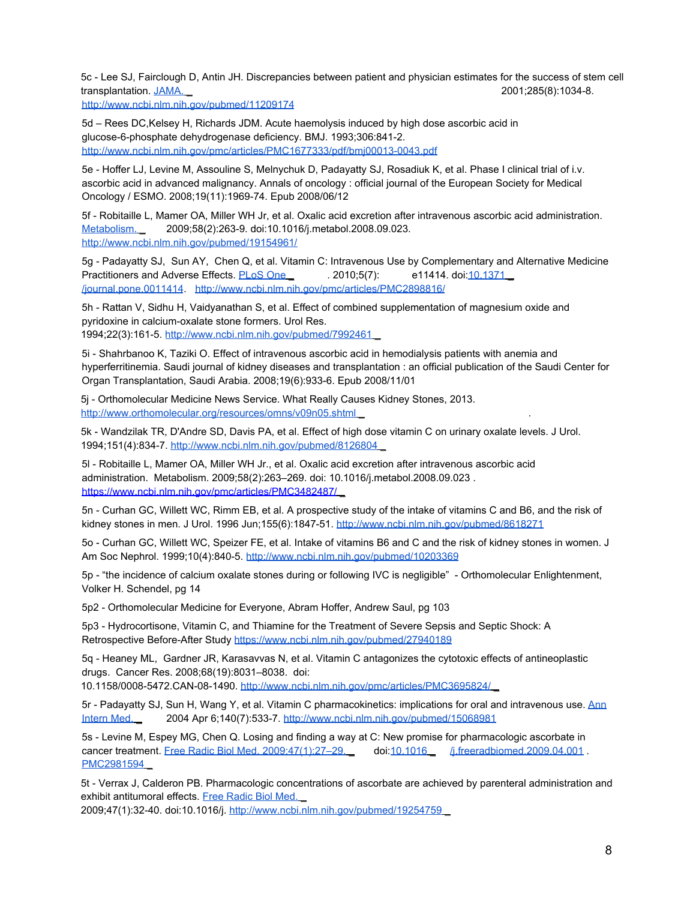5c - Lee SJ, Fairclough D, Antin JH. Discrepancies between patient and physician estimates for the success of stem cell transplantation. JAMA. 2001;285(8):1034-8. http://www.ncbi.nlm.nih.gov/pubmed/11209174

5d – Rees DC,Kelsey H, Richards JDM. Acute haemolysis induced by high dose ascorbic acid in glucose-6-phosphate dehydrogenase deficiency. BMJ. 1993;306:841-2. http://www.ncbi.nlm.nih.gov/pmc/articles/PMC1677333/pdf/bmj00013-0043.pdf

5e - Hoffer LJ, Levine M, Assouline S, Melnychuk D, Padayatty SJ, Rosadiuk K, et al. Phase I clinical trial of i.v. ascorbic acid in advanced malignancy. Annals of oncology : official journal of the European Society for Medical Oncology / ESMO. 2008;19(11):1969-74. Epub 2008/06/12

5f - Robitaille L, Mamer OA, Miller WH Jr, et al. Oxalic acid excretion after intravenous ascorbic acid administration. Metabolism. 2009;58(2):263-9. doi:10.1016/j.metabol.2008.09.023. http://www.ncbi.nlm.nih.gov/pubmed/19154961/

5g - Padayatty SJ, Sun AY, Chen Q, et al. Vitamin C: Intravenous Use by Complementary and Alternative Medicine Practitioners and Adverse Effects. PLoS One . 2010;5(7): e11414. doi:10.1371/journal.pone.0011414. http://www.ncbi.nlm.nih.gov/pmc/articles/PMC2898816/

5h - Rattan V, Sidhu H, Vaidyanathan S, et al. Effect of combined supplementation of magnesium oxide and pyridoxine in calcium-oxalate stone formers. Urol Res. 1994;22(3):161-5. http://www.ncbi.nlm.nih.gov/pubmed/7992461

5i - Shahrbanoo K, Taziki O. Effect of intravenous ascorbic acid in hemodialysis patients with anemia and hyperferritinemia. Saudi journal of kidney diseases and transplantation : an official publication of the Saudi Center for Organ Transplantation, Saudi Arabia. 2008;19(6):933-6. Epub 2008/11/01

5j - Orthomolecular Medicine News Service. What Really Causes Kidney Stones, 2013. http://www.orthomolecular.org/resources/omns/v09n05.shtml .

5k - Wandzilak TR, D'Andre SD, Davis PA, et al. Effect of high dose vitamin C on urinary oxalate levels. J Urol. 1994;151(4):834-7. http://www.ncbi.nlm.nih.gov/pubmed/8126804

5l - Robitaille L, Mamer OA, Miller WH Jr., et al. Oxalic acid excretion after intravenous ascorbic acid administration. Metabolism. 2009;58(2):263–269. doi: 10.1016/j.metabol.2008.09.023 . https://www.ncbi.nlm.nih.gov/pmc/articles/PMC3482487/

5n - Curhan GC, Willett WC, Rimm EB, et al. A prospective study of the intake of vitamins C and B6, and the risk of kidney stones in men. J Urol. 1996 Jun;155(6):1847-51. http://www.ncbi.nlm.nih.gov/pubmed/8618271

5o - Curhan GC, Willett WC, Speizer FE, et al. Intake of vitamins B6 and C and the risk of kidney stones in women. J Am Soc Nephrol. 1999;10(4):840-5. http://www.ncbi.nlm.nih.gov/pubmed/10203369

5p - "the incidence of calcium oxalate stones during or following IVC is negligible" - Orthomolecular Enlightenment, Volker H. Schendel, pg 14

5p2 - Orthomolecular Medicine for Everyone, Abram Hoffer, Andrew Saul, pg 103

5p3 - Hydrocortisone, Vitamin C, and Thiamine for the Treatment of Severe Sepsis and Septic Shock: A Retrospective Before-After Study https://www.ncbi.nlm.nih.gov/pubmed/27940189

5q - Heaney ML, Gardner JR, Karasavvas N, et al. Vitamin C antagonizes the cytotoxic effects of antineoplastic drugs. Cancer Res. 2008;68(19):8031–8038. doi: 10.1158/0008-5472.CAN-08-1490. http://www.ncbi.nlm.nih.gov/pmc/articles/PMC3695824/

5r - Padayatty SJ, Sun H, Wang Y, et al. Vitamin C pharmacokinetics: implications for oral and intravenous use. Ann Intern Med. 2004 Apr 6;140(7):533-7. http://www.ncbi.nlm.nih.gov/pubmed/15068981

5s - Levine M, Espey MG, Chen Q. Losing and finding a way at C: New promise for pharmacologic ascorbate in cancer treatment. Free Radic Biol Med. 2009;47(1):27–29. doi:10.1016/j.freeradbiomed.2009.04.001 . PMC2981594

5t - Verrax J, Calderon PB. Pharmacologic concentrations of ascorbate are achieved by parenteral administration and exhibit antitumoral effects. Free Radic Biol Med. 2009;47(1):32-40. doi:10.1016/j. http://www.ncbi.nlm.nih.gov/pubmed/19254759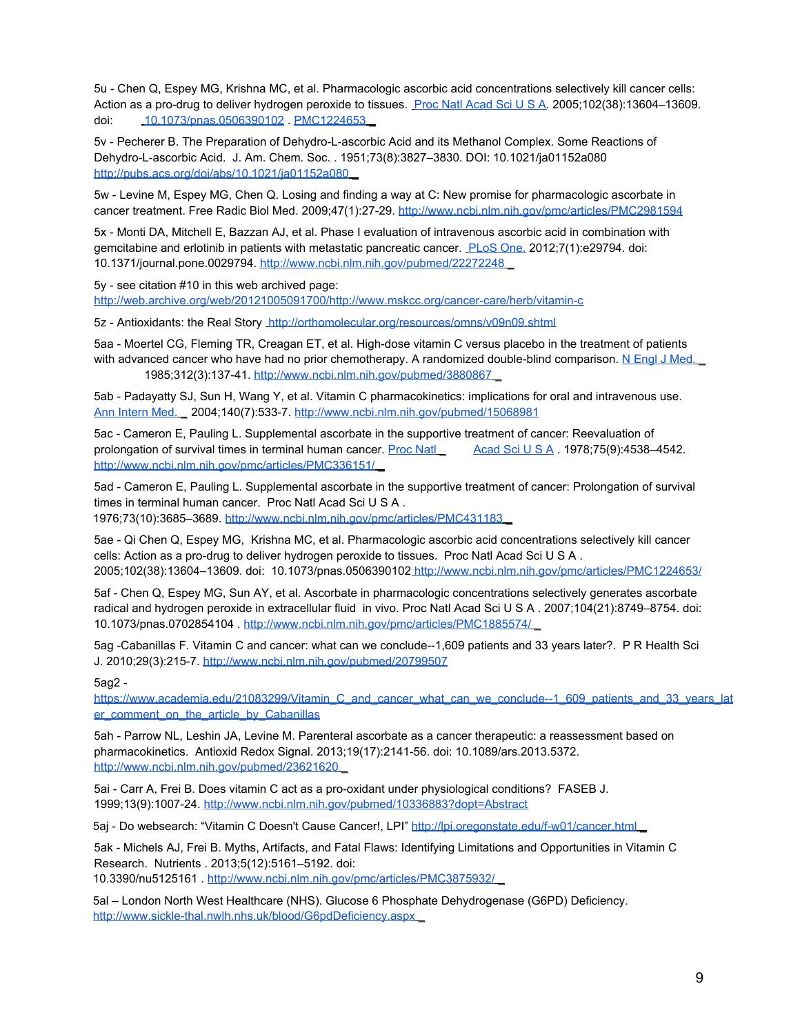5u - Chen Q, Espey MG, Krishna MC, et al. Pharmacologic ascorbic acid concentrations selectively kill cancer cells: Action as a pro-drug to deliver hydrogen peroxide to tissues. Proc Natl Acad Sci U S A. 2005;102(38):13604–13609. doi: 10.1073/pnas.0506390102 . PMC1224653

5v - Pecherer B. The Preparation of Dehydro-L-ascorbic Acid and its Methanol Complex. Some Reactions of Dehydro-L-ascorbic Acid. J. Am. Chem. Soc. . 1951;73(8):3827–3830. DOI: 10.1021/ja01152a080 http://pubs.acs.org/doi/abs/10.1021/ja01152a080

5w - Levine M, Espey MG, Chen Q. Losing and finding a way at C: New promise for pharmacologic ascorbate in cancer treatment. Free Radic Biol Med. 2009;47(1):27-29. http://www.ncbi.nlm.nih.gov/pmc/articles/PMC2981594

5x - Monti DA, Mitchell E, Bazzan AJ, et al. Phase I evaluation of intravenous ascorbic acid in combination with gemcitabine and erlotinib in patients with metastatic pancreatic cancer. PLoS One. 2012;7(1):e29794. doi: 10.1371/journal.pone.0029794. http://www.ncbi.nlm.nih.gov/pubmed/22272248

5y - see citation #10 in this web archived page: http://web.archive.org/web/20121005091700/http://www.mskcc.org/cancer-care/herb/vitamin-c

5z - Antioxidants: the Real Story http://orthomolecular.org/resources/omns/v09n09.shtml

5aa - Moertel CG, Fleming TR, Creagan ET, et al. High-dose vitamin C versus placebo in the treatment of patients with advanced cancer who have had no prior chemotherapy. A randomized double-blind comparison. N Engl J Med. 1985;312(3):137-41. http://www.ncbi.nlm.nih.gov/pubmed/3880867

5ab - Padayatty SJ, Sun H, Wang Y, et al. Vitamin C pharmacokinetics: implications for oral and intravenous use. Ann Intern Med. 2004;140(7):533-7. http://www.ncbi.nlm.nih.gov/pubmed/15068981

5ac - Cameron E, Pauling L. Supplemental ascorbate in the supportive treatment of cancer: Reevaluation of prolongation of survival times in terminal human cancer. Proc Natl Acad Sci U S A . 1978;75(9):4538–4542. http://www.ncbi.nlm.nih.gov/pmc/articles/PMC336151/

5ad - Cameron E, Pauling L. Supplemental ascorbate in the supportive treatment of cancer: Prolongation of survival times in terminal human cancer. Proc Natl Acad Sci U S A . 1976;73(10):3685–3689. http://www.ncbi.nlm.nih.gov/pmc/articles/PMC431183

5ae - Qi Chen Q, Espey MG, Krishna MC, et al. Pharmacologic ascorbic acid concentrations selectively kill cancer cells: Action as a pro-drug to deliver hydrogen peroxide to tissues. Proc Natl Acad Sci U S A . 2005;102(38):13604–13609. doi: 10.1073/pnas.0506390102 http://www.ncbi.nlm.nih.gov/pmc/articles/PMC1224653/

5af - Chen Q, Espey MG, Sun AY, et al. Ascorbate in pharmacologic concentrations selectively generates ascorbate radical and hydrogen peroxide in extracellular fluid in vivo. Proc Natl Acad Sci U S A . 2007;104(21):8749–8754. doi: 10.1073/pnas.0702854104 . http://www.ncbi.nlm.nih.gov/pmc/articles/PMC1885574/

5ag -Cabanillas F. Vitamin C and cancer: what can we conclude--1,609 patients and 33 years later?. P R Health Sci J. 2010;29(3):215-7. http://www.ncbi.nlm.nih.gov/pubmed/20799507

5ag2 - https://www.academia.edu/21083299/Vitamin_C_and_cancer_what_can_we_conclude--1_609_patients_and_33_years_later_comment_on_the_article_by_Cabanillas

5ah - Parrow NL, Leshin JA, Levine M. Parenteral ascorbate as a cancer therapeutic: a reassessment based on pharmacokinetics. Antioxid Redox Signal. 2013;19(17):2141-56. doi: 10.1089/ars.2013.5372. http://www.ncbi.nlm.nih.gov/pubmed/23621620

5ai - Carr A, Frei B. Does vitamin C act as a pro-oxidant under physiological conditions? FASEB J. 1999;13(9):1007-24. http://www.ncbi.nlm.nih.gov/pubmed/10336883?dopt=Abstract

5aj - Do websearch: "Vitamin C Doesn't Cause Cancer!, LPI" http://lpi.oregonstate.edu/f-w01/cancer.html

5ak - Michels AJ, Frei B. Myths, Artifacts, and Fatal Flaws: Identifying Limitations and Opportunities in Vitamin C Research. Nutrients . 2013;5(12):5161–5192. doi: 10.3390/nu5125161 . http://www.ncbi.nlm.nih.gov/pmc/articles/PMC3875932/

5al – London North West Healthcare (NHS). Glucose 6 Phosphate Dehydrogenase (G6PD) Deficiency. http://www.sickle-thal.nwlh.nhs.uk/blood/G6pdDeficiency.aspx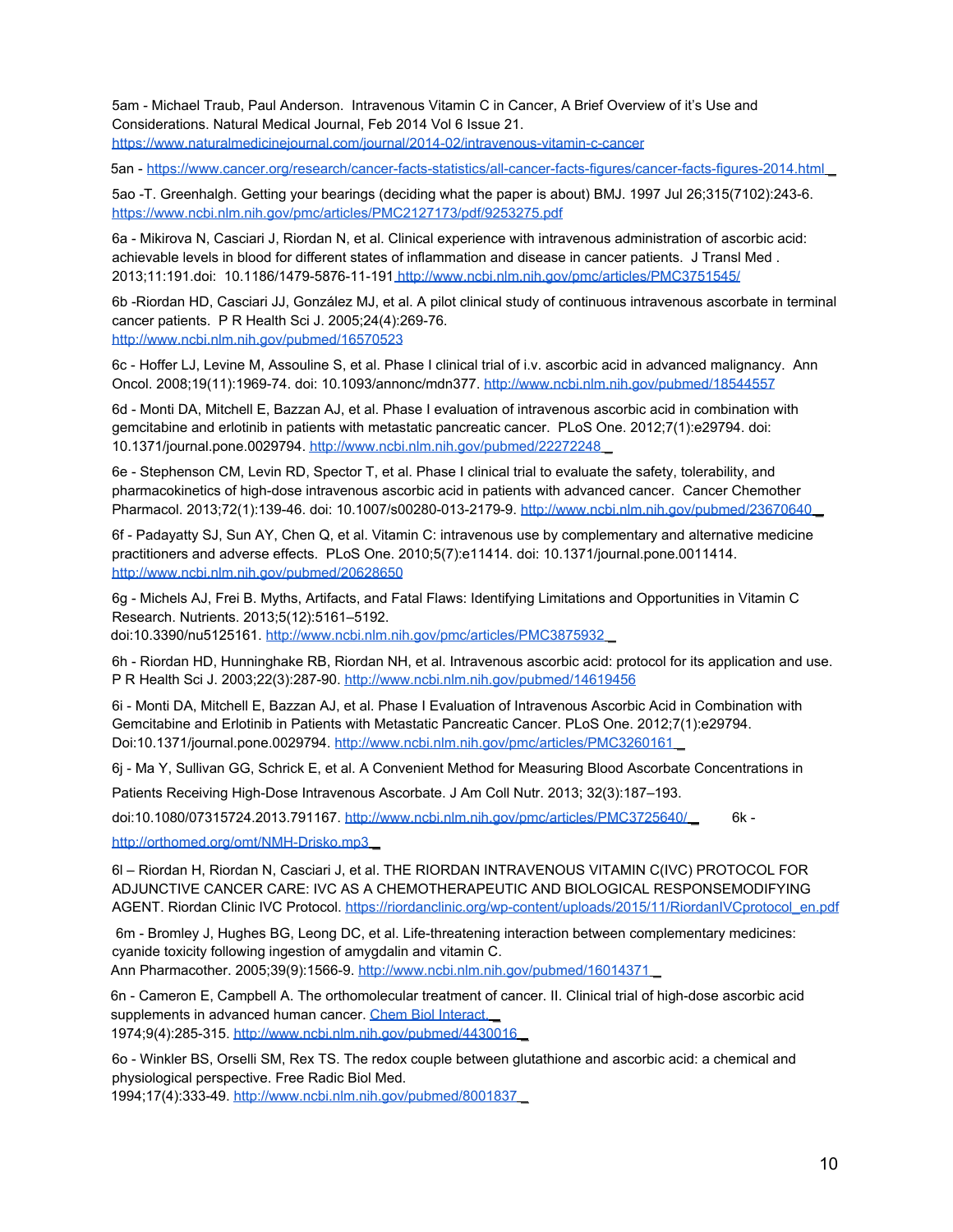5am - Michael Traub, Paul Anderson. Intravenous Vitamin C in Cancer, A Brief Overview of it's Use and Considerations. Natural Medical Journal, Feb 2014 Vol 6 Issue 21. https://www.naturalmedicinejournal.com/journal/2014-02/intravenous-vitamin-c-cancer

5an - https://www.cancer.org/research/cancer-facts-statistics/all-cancer-facts-figures/cancer-facts-figures-2014.html

5ao -T. Greenhalgh. Getting your bearings (deciding what the paper is about) BMJ. 1997 Jul 26;315(7102):243-6. https://www.ncbi.nlm.nih.gov/pmc/articles/PMC2127173/pdf/9253275.pdf

6a - Mikirova N, Casciari J, Riordan N, et al. Clinical experience with intravenous administration of ascorbic acid: achievable levels in blood for different states of inflammation and disease in cancer patients. J Transl Med . 2013;11:191.doi: 10.1186/1479-5876-11-191 http://www.ncbi.nlm.nih.gov/pmc/articles/PMC3751545/

6b -Riordan HD, Casciari JJ, González MJ, et al. A pilot clinical study of continuous intravenous ascorbate in terminal cancer patients. P R Health Sci J. 2005;24(4):269-76. http://www.ncbi.nlm.nih.gov/pubmed/16570523

6c - Hoffer LJ, Levine M, Assouline S, et al. Phase I clinical trial of i.v. ascorbic acid in advanced malignancy. Ann Oncol. 2008;19(11):1969-74. doi: 10.1093/annonc/mdn377. http://www.ncbi.nlm.nih.gov/pubmed/18544557

6d - Monti DA, Mitchell E, Bazzan AJ, et al. Phase I evaluation of intravenous ascorbic acid in combination with gemcitabine and erlotinib in patients with metastatic pancreatic cancer. PLoS One. 2012;7(1):e29794. doi: 10.1371/journal.pone.0029794. http://www.ncbi.nlm.nih.gov/pubmed/22272248

6e - Stephenson CM, Levin RD, Spector T, et al. Phase I clinical trial to evaluate the safety, tolerability, and pharmacokinetics of high-dose intravenous ascorbic acid in patients with advanced cancer. Cancer Chemother Pharmacol. 2013;72(1):139-46. doi: 10.1007/s00280-013-2179-9. http://www.ncbi.nlm.nih.gov/pubmed/23670640

6f - Padayatty SJ, Sun AY, Chen Q, et al. Vitamin C: intravenous use by complementary and alternative medicine practitioners and adverse effects. PLoS One. 2010;5(7):e11414. doi: 10.1371/journal.pone.0011414. http://www.ncbi.nlm.nih.gov/pubmed/20628650

6g - Michels AJ, Frei B. Myths, Artifacts, and Fatal Flaws: Identifying Limitations and Opportunities in Vitamin C Research. Nutrients. 2013;5(12):5161–5192. doi:10.3390/nu5125161. http://www.ncbi.nlm.nih.gov/pmc/articles/PMC3875932

6h - Riordan HD, Hunninghake RB, Riordan NH, et al. Intravenous ascorbic acid: protocol for its application and use. P R Health Sci J. 2003;22(3):287-90. http://www.ncbi.nlm.nih.gov/pubmed/14619456

6i - Monti DA, Mitchell E, Bazzan AJ, et al. Phase I Evaluation of Intravenous Ascorbic Acid in Combination with Gemcitabine and Erlotinib in Patients with Metastatic Pancreatic Cancer. PLoS One. 2012;7(1):e29794. Doi:10.1371/journal.pone.0029794. http://www.ncbi.nlm.nih.gov/pmc/articles/PMC3260161

6j - Ma Y, Sullivan GG, Schrick E, et al. A Convenient Method for Measuring Blood Ascorbate Concentrations in Patients Receiving High-Dose Intravenous Ascorbate. J Am Coll Nutr. 2013; 32(3):187–193. doi:10.1080/07315724.2013.791167. http://www.ncbi.nlm.nih.gov/pmc/articles/PMC3725640/

6k - http://orthomed.org/omt/NMH-Drisko.mp3

6l – Riordan H, Riordan N, Casciari J, et al. THE RIORDAN INTRAVENOUS VITAMIN C(IVC) PROTOCOL FOR ADJUNCTIVE CANCER CARE: IVC AS A CHEMOTHERAPEUTIC AND BIOLOGICAL RESPONSEMODIFYING AGENT. Riordan Clinic IVC Protocol. https://riordanclinic.org/wp-content/uploads/2015/11/RiordanIVCprotocol_en.pdf

6m - Bromley J, Hughes BG, Leong DC, et al. Life-threatening interaction between complementary medicines: cyanide toxicity following ingestion of amygdalin and vitamin C. Ann Pharmacother. 2005;39(9):1566-9. http://www.ncbi.nlm.nih.gov/pubmed/16014371

6n - Cameron E, Campbell A. The orthomolecular treatment of cancer. II. Clinical trial of high-dose ascorbic acid supplements in advanced human cancer. Chem Biol Interact. 1974;9(4):285-315. http://www.ncbi.nlm.nih.gov/pubmed/4430016

6o - Winkler BS, Orselli SM, Rex TS. The redox couple between glutathione and ascorbic acid: a chemical and physiological perspective. Free Radic Biol Med. 1994;17(4):333-49. http://www.ncbi.nlm.nih.gov/pubmed/8001837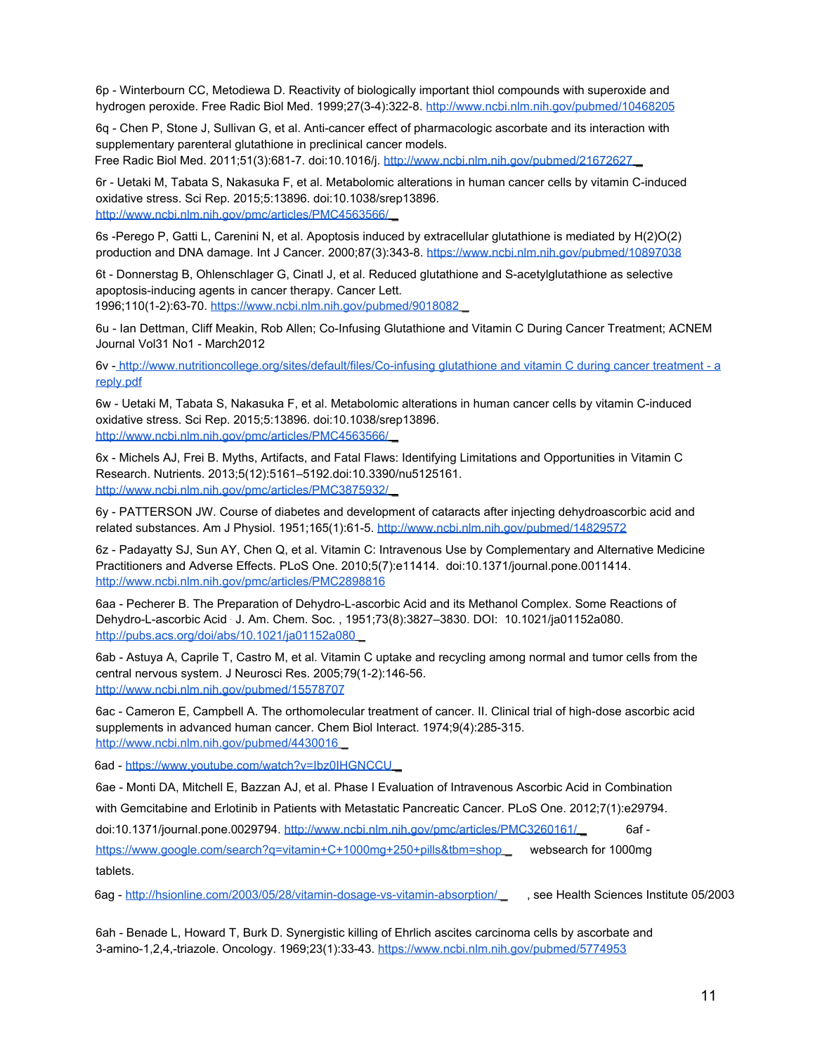6p - Winterbourn CC, Metodiewa D. Reactivity of biologically important thiol compounds with superoxide and hydrogen peroxide. Free Radic Biol Med. 1999;27(3-4):322-8. http://www.ncbi.nlm.nih.gov/pubmed/10468205

6q - Chen P, Stone J, Sullivan G, et al. Anti-cancer effect of pharmacologic ascorbate and its interaction with supplementary parenteral glutathione in preclinical cancer models. Free Radic Biol Med. 2011;51(3):681-7. doi:10.1016/j. http://www.ncbi.nlm.nih.gov/pubmed/21672627

6r - Uetaki M, Tabata S, Nakasuka F, et al. Metabolomic alterations in human cancer cells by vitamin C-induced oxidative stress. Sci Rep. 2015;5:13896. doi:10.1038/srep13896. http://www.ncbi.nlm.nih.gov/pmc/articles/PMC4563566/

6s -Perego P, Gatti L, Carenini N, et al. Apoptosis induced by extracellular glutathione is mediated by H(2)O(2) production and DNA damage. Int J Cancer. 2000;87(3):343-8. https://www.ncbi.nlm.nih.gov/pubmed/10897038

6t - Donnerstag B, Ohlenschlager G, Cinatl J, et al. Reduced glutathione and S-acetylglutathione as selective apoptosis-inducing agents in cancer therapy. Cancer Lett. 1996;110(1-2):63-70. https://www.ncbi.nlm.nih.gov/pubmed/9018082

6u - Ian Dettman, Cliff Meakin, Rob Allen; Co-Infusing Glutathione and Vitamin C During Cancer Treatment; ACNEM Journal Vol31 No1 - March2012

6v - http://www.nutritioncollege.org/sites/default/files/Co-infusing glutathione and vitamin C during cancer treatment - a reply.pdf

6w - Uetaki M, Tabata S, Nakasuka F, et al. Metabolomic alterations in human cancer cells by vitamin C-induced oxidative stress. Sci Rep. 2015;5:13896. doi:10.1038/srep13896. http://www.ncbi.nlm.nih.gov/pmc/articles/PMC4563566/

6x - Michels AJ, Frei B. Myths, Artifacts, and Fatal Flaws: Identifying Limitations and Opportunities in Vitamin C Research. Nutrients. 2013;5(12):5161–5192.doi:10.3390/nu5125161. http://www.ncbi.nlm.nih.gov/pmc/articles/PMC3875932/

6y - PATTERSON JW. Course of diabetes and development of cataracts after injecting dehydroascorbic acid and related substances. Am J Physiol. 1951;165(1):61-5. http://www.ncbi.nlm.nih.gov/pubmed/14829572

6z - Padayatty SJ, Sun AY, Chen Q, et al. Vitamin C: Intravenous Use by Complementary and Alternative Medicine Practitioners and Adverse Effects. PLoS One. 2010;5(7):e11414. doi:10.1371/journal.pone.0011414. http://www.ncbi.nlm.nih.gov/pmc/articles/PMC2898816

6aa - Pecherer B. The Preparation of Dehydro-L-ascorbic Acid and its Methanol Complex. Some Reactions of Dehydro-L-ascorbic Acid . J. Am. Chem. Soc. , 1951;73(8):3827–3830. DOI: 10.1021/ja01152a080. http://pubs.acs.org/doi/abs/10.1021/ja01152a080

6ab - Astuya A, Caprile T, Castro M, et al. Vitamin C uptake and recycling among normal and tumor cells from the central nervous system. J Neurosci Res. 2005;79(1-2):146-56. http://www.ncbi.nlm.nih.gov/pubmed/15578707

6ac - Cameron E, Campbell A. The orthomolecular treatment of cancer. II. Clinical trial of high-dose ascorbic acid supplements in advanced human cancer. Chem Biol Interact. 1974;9(4):285-315. http://www.ncbi.nlm.nih.gov/pubmed/4430016

6ad - https://www.youtube.com/watch?v=lbz0IHGNCCU

6ae - Monti DA, Mitchell E, Bazzan AJ, et al. Phase I Evaluation of Intravenous Ascorbic Acid in Combination with Gemcitabine and Erlotinib in Patients with Metastatic Pancreatic Cancer. PLoS One. 2012;7(1):e29794. doi:10.1371/journal.pone.0029794. http://www.ncbi.nlm.nih.gov/pmc/articles/PMC3260161/

6af - https://www.google.com/search?q=vitamin+C+1000mg+250+pills&tbm=shop websearch for 1000mg tablets.

6ag - http://hsionline.com/2003/05/28/vitamin-dosage-vs-vitamin-absorption/ , see Health Sciences Institute 05/2003

6ah - Benade L, Howard T, Burk D. Synergistic killing of Ehrlich ascites carcinoma cells by ascorbate and 3-amino-1,2,4,-triazole. Oncology. 1969;23(1):33-43. https://www.ncbi.nlm.nih.gov/pubmed/5774953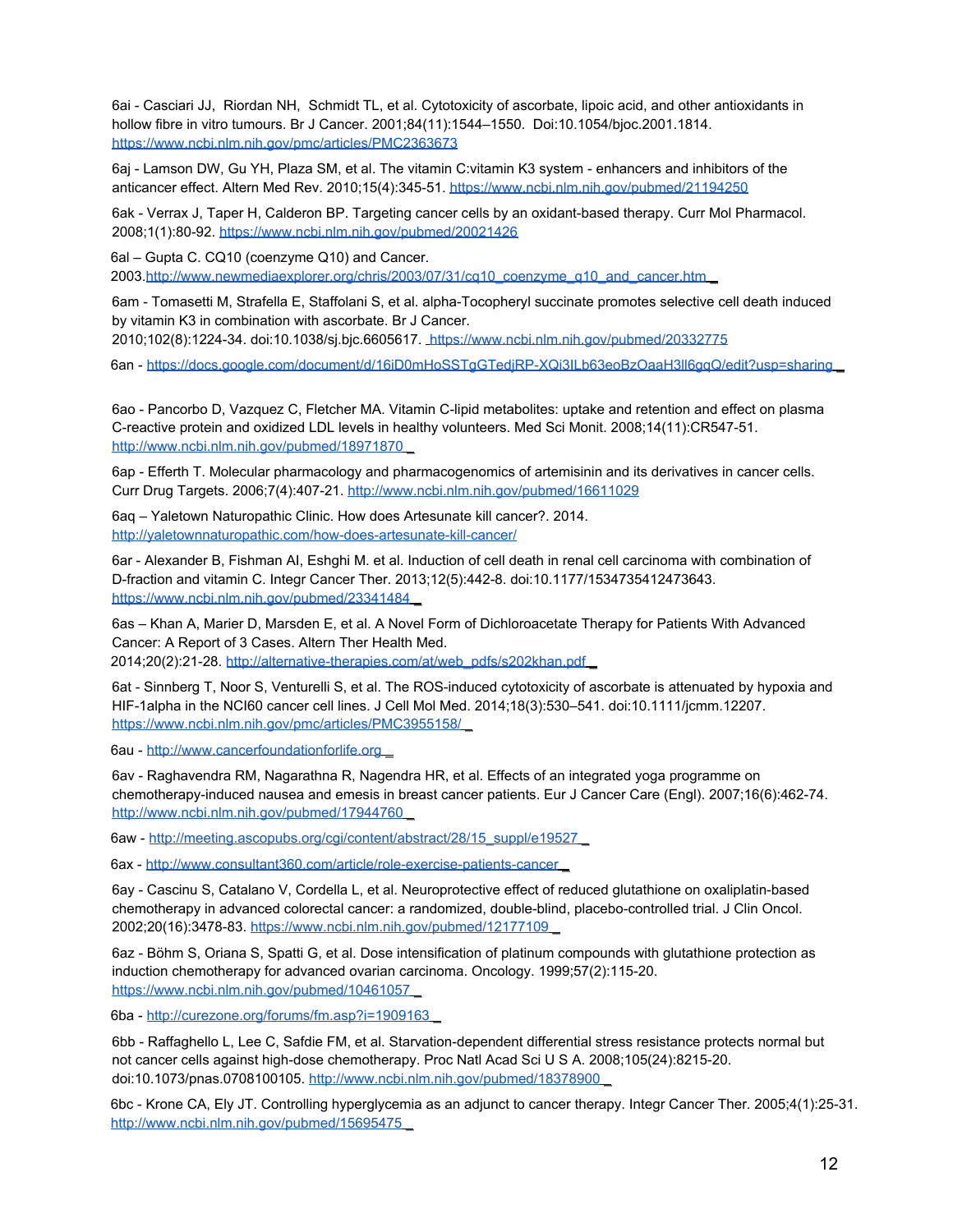6ai - Casciari JJ, Riordan NH, Schmidt TL, et al. Cytotoxicity of ascorbate, lipoic acid, and other antioxidants in hollow fibre in vitro tumours. Br J Cancer. 2001;84(11):1544–1550. Doi:10.1054/bjoc.2001.1814. https://www.ncbi.nlm.nih.gov/pmc/articles/PMC2363673

6aj - Lamson DW, Gu YH, Plaza SM, et al. The vitamin C:vitamin K3 system - enhancers and inhibitors of the anticancer effect. Altern Med Rev. 2010;15(4):345-51. https://www.ncbi.nlm.nih.gov/pubmed/21194250

6ak - Verrax J, Taper H, Calderon BP. Targeting cancer cells by an oxidant-based therapy. Curr Mol Pharmacol. 2008;1(1):80-92. https://www.ncbi.nlm.nih.gov/pubmed/20021426

6al – Gupta C. CQ10 (coenzyme Q10) and Cancer. 2003.http://www.newmediaexplorer.org/chris/2003/07/31/cq10_coenzyme_q10_and_cancer.htm

6am - Tomasetti M, Strafella E, Staffolani S, et al. alpha-Tocopheryl succinate promotes selective cell death induced by vitamin K3 in combination with ascorbate. Br J Cancer. 2010;102(8):1224-34. doi:10.1038/sj.bjc.6605617. https://www.ncbi.nlm.nih.gov/pubmed/20332775

6an - https://docs.google.com/document/d/16iD0mHoSSTgGTedjRP-XQi3lLb63eoBzOaaH3ll6gqQ/edit?usp=sharing

6ao - Pancorbo D, Vazquez C, Fletcher MA. Vitamin C-lipid metabolites: uptake and retention and effect on plasma C-reactive protein and oxidized LDL levels in healthy volunteers. Med Sci Monit. 2008;14(11):CR547-51. http://www.ncbi.nlm.nih.gov/pubmed/18971870

6ap - Efferth T. Molecular pharmacology and pharmacogenomics of artemisinin and its derivatives in cancer cells. Curr Drug Targets. 2006;7(4):407-21. http://www.ncbi.nlm.nih.gov/pubmed/16611029

6aq – Yaletown Naturopathic Clinic. How does Artesunate kill cancer?. 2014. http://yaletownnaturopathic.com/how-does-artesunate-kill-cancer/

6ar - Alexander B, Fishman AI, Eshghi M. et al. Induction of cell death in renal cell carcinoma with combination of D-fraction and vitamin C. Integr Cancer Ther. 2013;12(5):442-8. doi:10.1177/1534735412473643. https://www.ncbi.nlm.nih.gov/pubmed/23341484

6as – Khan A, Marier D, Marsden E, et al. A Novel Form of Dichloroacetate Therapy for Patients With Advanced Cancer: A Report of 3 Cases. Altern Ther Health Med. 2014;20(2):21-28. http://alternative-therapies.com/at/web_pdfs/s202khan.pdf

6at - Sinnberg T, Noor S, Venturelli S, et al. The ROS-induced cytotoxicity of ascorbate is attenuated by hypoxia and HIF-1alpha in the NCI60 cancer cell lines. J Cell Mol Med. 2014;18(3):530–541. doi:10.1111/jcmm.12207. https://www.ncbi.nlm.nih.gov/pmc/articles/PMC3955158/

6au - http://www.cancerfoundationforlife.org

6av - Raghavendra RM, Nagarathna R, Nagendra HR, et al. Effects of an integrated yoga programme on chemotherapy-induced nausea and emesis in breast cancer patients. Eur J Cancer Care (Engl). 2007;16(6):462-74. http://www.ncbi.nlm.nih.gov/pubmed/17944760

6aw - http://meeting.ascopubs.org/cgi/content/abstract/28/15_suppl/e19527

6ax - http://www.consultant360.com/article/role-exercise-patients-cancer

6ay - Cascinu S, Catalano V, Cordella L, et al. Neuroprotective effect of reduced glutathione on oxaliplatin-based chemotherapy in advanced colorectal cancer: a randomized, double-blind, placebo-controlled trial. J Clin Oncol. 2002;20(16):3478-83. https://www.ncbi.nlm.nih.gov/pubmed/12177109

6az - Böhm S, Oriana S, Spatti G, et al. Dose intensification of platinum compounds with glutathione protection as induction chemotherapy for advanced ovarian carcinoma. Oncology. 1999;57(2):115-20. https://www.ncbi.nlm.nih.gov/pubmed/10461057

6ba - http://curezone.org/forums/fm.asp?i=1909163

6bb - Raffaghello L, Lee C, Safdie FM, et al. Starvation-dependent differential stress resistance protects normal but not cancer cells against high-dose chemotherapy. Proc Natl Acad Sci U S A. 2008;105(24):8215-20. doi:10.1073/pnas.0708100105. http://www.ncbi.nlm.nih.gov/pubmed/18378900

6bc - Krone CA, Ely JT. Controlling hyperglycemia as an adjunct to cancer therapy. Integr Cancer Ther. 2005;4(1):25-31. http://www.ncbi.nlm.nih.gov/pubmed/15695475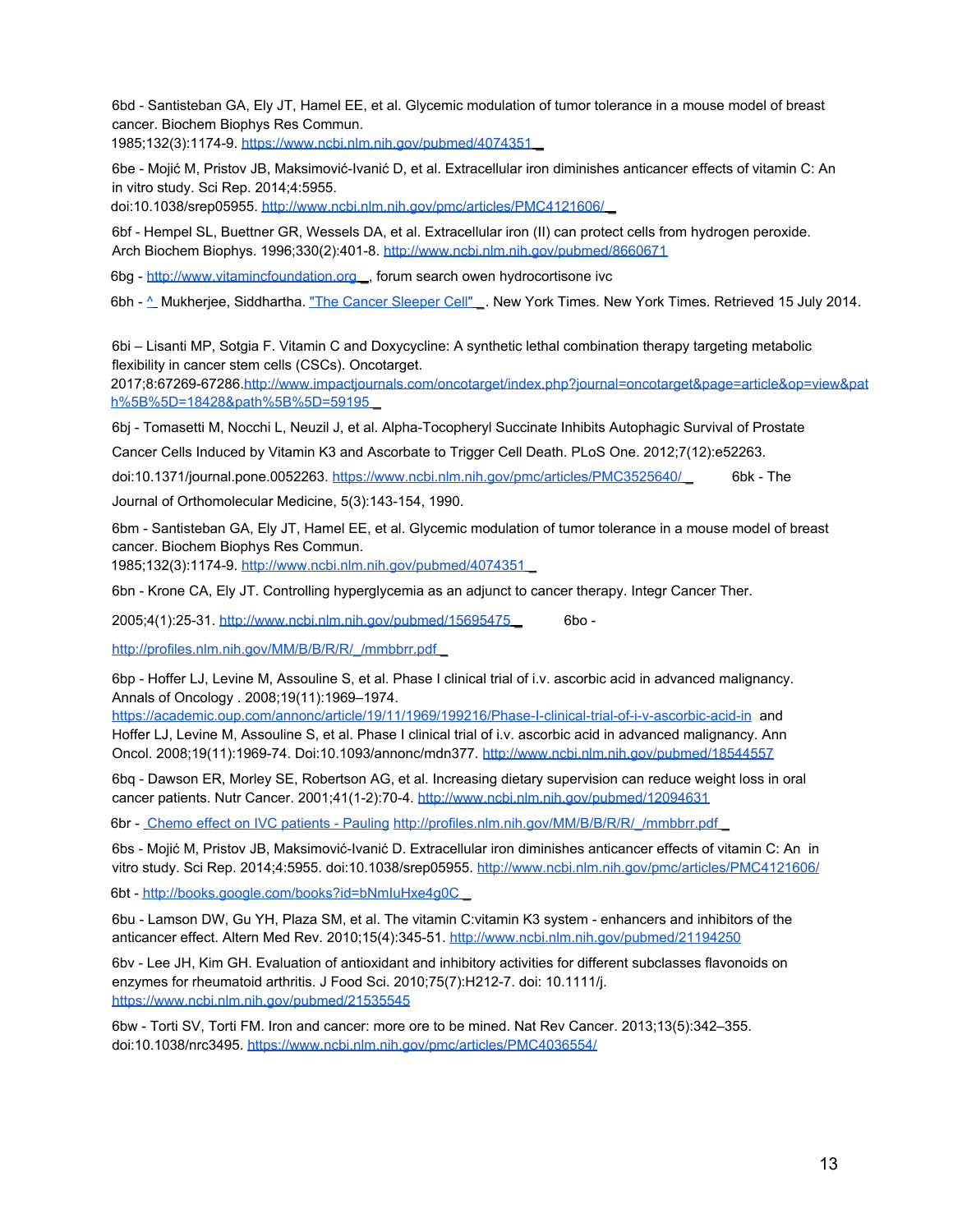6bd - Santisteban GA, Ely JT, Hamel EE, et al. Glycemic modulation of tumor tolerance in a mouse model of breast cancer. Biochem Biophys Res Commun. 1985;132(3):1174-9. https://www.ncbi.nlm.nih.gov/pubmed/4074351

6be - Mojić M, Pristov JB, Maksimović-Ivanić D, et al. Extracellular iron diminishes anticancer effects of vitamin C: An in vitro study. Sci Rep. 2014;4:5955. doi:10.1038/srep05955. http://www.ncbi.nlm.nih.gov/pmc/articles/PMC4121606/

6bf - Hempel SL, Buettner GR, Wessels DA, et al. Extracellular iron (II) can protect cells from hydrogen peroxide. Arch Biochem Biophys. 1996;330(2):401-8. http://www.ncbi.nlm.nih.gov/pubmed/8660671

6bg - http://www.vitamincfoundation.org, forum search owen hydrocortisone ivc

6bh - ^ Mukherjee, Siddhartha. "The Cancer Sleeper Cell". New York Times. New York Times. Retrieved 15 July 2014.

6bi – Lisanti MP, Sotgia F. Vitamin C and Doxycycline: A synthetic lethal combination therapy targeting metabolic flexibility in cancer stem cells (CSCs). Oncotarget. 2017;8:67269-67286.http://www.impactjournals.com/oncotarget/index.php?journal=oncotarget&page=article&op=view&path%5B%5D=18428&path%5B%5D=59195

6bj - Tomasetti M, Nocchi L, Neuzil J, et al. Alpha-Tocopheryl Succinate Inhibits Autophagic Survival of Prostate Cancer Cells Induced by Vitamin K3 and Ascorbate to Trigger Cell Death. PLoS One. 2012;7(12):e52263. doi:10.1371/journal.pone.0052263. https://www.ncbi.nlm.nih.gov/pmc/articles/PMC3525640/

6bk - The Journal of Orthomolecular Medicine, 5(3):143-154, 1990.

6bm - Santisteban GA, Ely JT, Hamel EE, et al. Glycemic modulation of tumor tolerance in a mouse model of breast cancer. Biochem Biophys Res Commun. 1985;132(3):1174-9. http://www.ncbi.nlm.nih.gov/pubmed/4074351

6bn - Krone CA, Ely JT. Controlling hyperglycemia as an adjunct to cancer therapy. Integr Cancer Ther. 2005;4(1):25-31. http://www.ncbi.nlm.nih.gov/pubmed/15695475

6bo - http://profiles.nlm.nih.gov/MM/B/B/R/R/_/mmbbrr.pdf

6bp - Hoffer LJ, Levine M, Assouline S, et al. Phase I clinical trial of i.v. ascorbic acid in advanced malignancy. Annals of Oncology . 2008;19(11):1969–1974. https://academic.oup.com/annonc/article/19/11/1969/199216/Phase-I-clinical-trial-of-i-v-ascorbic-acid-in and Hoffer LJ, Levine M, Assouline S, et al. Phase I clinical trial of i.v. ascorbic acid in advanced malignancy. Ann Oncol. 2008;19(11):1969-74. Doi:10.1093/annonc/mdn377. http://www.ncbi.nlm.nih.gov/pubmed/18544557

6bq - Dawson ER, Morley SE, Robertson AG, et al. Increasing dietary supervision can reduce weight loss in oral cancer patients. Nutr Cancer. 2001;41(1-2):70-4. http://www.ncbi.nlm.nih.gov/pubmed/12094631

6br - Chemo effect on IVC patients - Pauling http://profiles.nlm.nih.gov/MM/B/B/R/R/_/mmbbrr.pdf

6bs - Mojić M, Pristov JB, Maksimović-Ivanić D. Extracellular iron diminishes anticancer effects of vitamin C: An in vitro study. Sci Rep. 2014;4:5955. doi:10.1038/srep05955. http://www.ncbi.nlm.nih.gov/pmc/articles/PMC4121606/

6bt - http://books.google.com/books?id=bNmIuHxe4g0C

6bu - Lamson DW, Gu YH, Plaza SM, et al. The vitamin C:vitamin K3 system - enhancers and inhibitors of the anticancer effect. Altern Med Rev. 2010;15(4):345-51. http://www.ncbi.nlm.nih.gov/pubmed/21194250

6bv - Lee JH, Kim GH. Evaluation of antioxidant and inhibitory activities for different subclasses flavonoids on enzymes for rheumatoid arthritis. J Food Sci. 2010;75(7):H212-7. doi: 10.1111/j. https://www.ncbi.nlm.nih.gov/pubmed/21535545

6bw - Torti SV, Torti FM. Iron and cancer: more ore to be mined. Nat Rev Cancer. 2013;13(5):342–355. doi:10.1038/nrc3495. https://www.ncbi.nlm.nih.gov/pmc/articles/PMC4036554/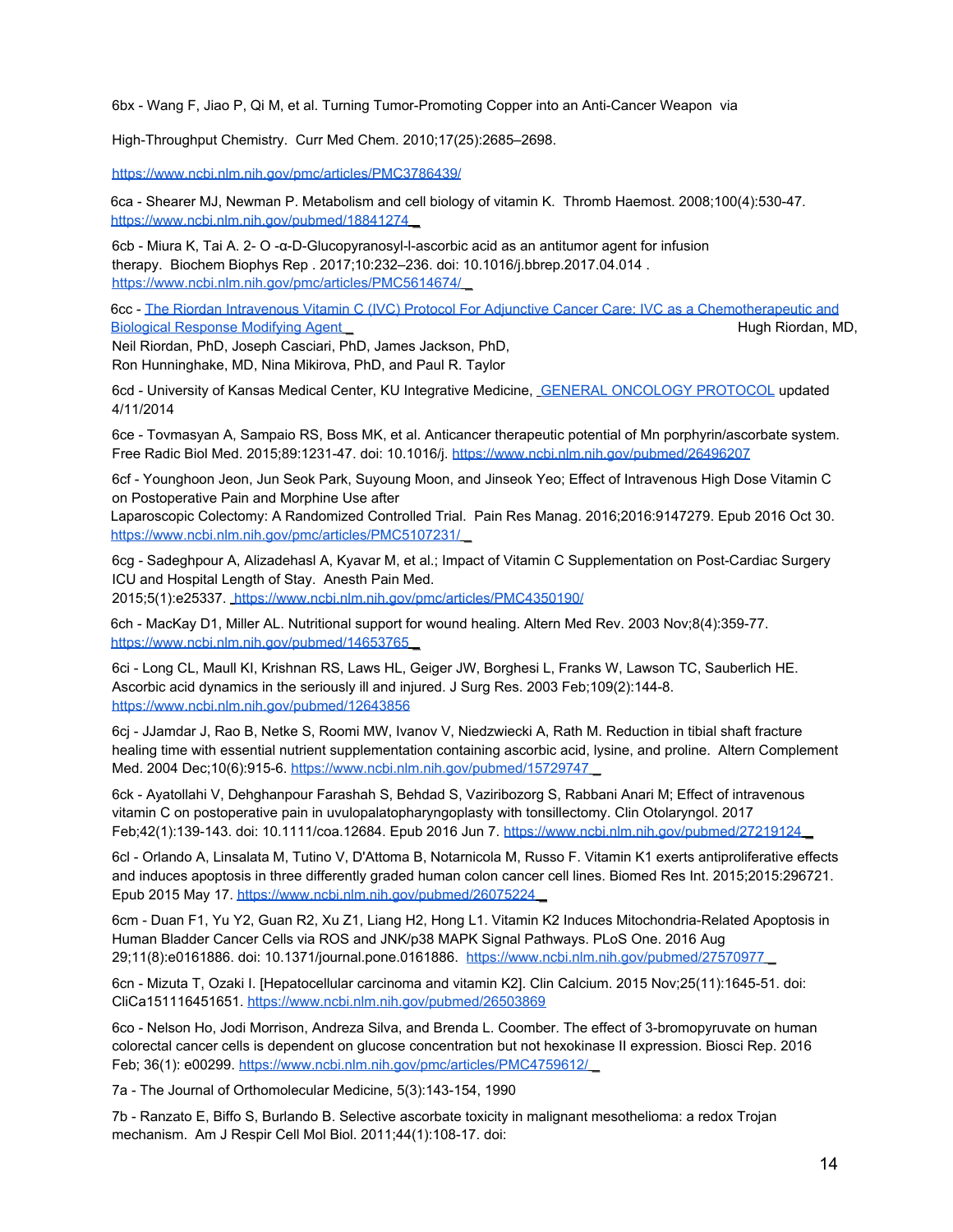6bx - Wang F, Jiao P, Qi M, et al. Turning Tumor-Promoting Copper into an Anti-Cancer Weapon via

High-Throughput Chemistry. Curr Med Chem. 2010;17(25):2685–2698.

https://www.ncbi.nlm.nih.gov/pmc/articles/PMC3786439/

6ca - Shearer MJ, Newman P. Metabolism and cell biology of vitamin K. Thromb Haemost. 2008;100(4):530-47. https://www.ncbi.nlm.nih.gov/pubmed/18841274

6cb - Miura K, Tai A. 2- O -α-D-Glucopyranosyl-l-ascorbic acid as an antitumor agent for infusion therapy. Biochem Biophys Rep . 2017;10:232–236. doi: 10.1016/j.bbrep.2017.04.014 . https://www.ncbi.nlm.nih.gov/pmc/articles/PMC5614674/

6cc - The Riordan Intravenous Vitamin C (IVC) Protocol For Adjunctive Cancer Care: IVC as a Chemotherapeutic and Biological Response Modifying Agent Hugh Riordan, MD, Neil Riordan, PhD, Joseph Casciari, PhD, James Jackson, PhD, Ron Hunninghake, MD, Nina Mikirova, PhD, and Paul R. Taylor

6cd - University of Kansas Medical Center, KU Integrative Medicine, GENERAL ONCOLOGY PROTOCOL updated 4/11/2014

6ce - Tovmasyan A, Sampaio RS, Boss MK, et al. Anticancer therapeutic potential of Mn porphyrin/ascorbate system. Free Radic Biol Med. 2015;89:1231-47. doi: 10.1016/j. https://www.ncbi.nlm.nih.gov/pubmed/26496207

6cf - Younghoon Jeon, Jun Seok Park, Suyoung Moon, and Jinseok Yeo; Effect of Intravenous High Dose Vitamin C on Postoperative Pain and Morphine Use after Laparoscopic Colectomy: A Randomized Controlled Trial. Pain Res Manag. 2016;2016:9147279. Epub 2016 Oct 30. https://www.ncbi.nlm.nih.gov/pmc/articles/PMC5107231/

6cg - Sadeghpour A, Alizadehasl A, Kyavar M, et al.; Impact of Vitamin C Supplementation on Post-Cardiac Surgery ICU and Hospital Length of Stay. Anesth Pain Med. 2015;5(1):e25337. https://www.ncbi.nlm.nih.gov/pmc/articles/PMC4350190/

6ch - MacKay D1, Miller AL. Nutritional support for wound healing. Altern Med Rev. 2003 Nov;8(4):359-77. https://www.ncbi.nlm.nih.gov/pubmed/14653765

6ci - Long CL, Maull KI, Krishnan RS, Laws HL, Geiger JW, Borghesi L, Franks W, Lawson TC, Sauberlich HE. Ascorbic acid dynamics in the seriously ill and injured. J Surg Res. 2003 Feb;109(2):144-8. https://www.ncbi.nlm.nih.gov/pubmed/12643856

6cj - JJamdar J, Rao B, Netke S, Roomi MW, Ivanov V, Niedzwiecki A, Rath M. Reduction in tibial shaft fracture healing time with essential nutrient supplementation containing ascorbic acid, lysine, and proline. Altern Complement Med. 2004 Dec;10(6):915-6. https://www.ncbi.nlm.nih.gov/pubmed/15729747

6ck - Ayatollahi V, Dehghanpour Farashah S, Behdad S, Vaziribozorg S, Rabbani Anari M; Effect of intravenous vitamin C on postoperative pain in uvulopalatopharyngoplasty with tonsillectomy. Clin Otolaryngol. 2017 Feb;42(1):139-143. doi: 10.1111/coa.12684. Epub 2016 Jun 7. https://www.ncbi.nlm.nih.gov/pubmed/27219124

6cl - Orlando A, Linsalata M, Tutino V, D'Attoma B, Notarnicola M, Russo F. Vitamin K1 exerts antiproliferative effects and induces apoptosis in three differently graded human colon cancer cell lines. Biomed Res Int. 2015;2015:296721. Epub 2015 May 17. https://www.ncbi.nlm.nih.gov/pubmed/26075224

6cm - Duan F1, Yu Y2, Guan R2, Xu Z1, Liang H2, Hong L1. Vitamin K2 Induces Mitochondria-Related Apoptosis in Human Bladder Cancer Cells via ROS and JNK/p38 MAPK Signal Pathways. PLoS One. 2016 Aug 29;11(8):e0161886. doi: 10.1371/journal.pone.0161886. https://www.ncbi.nlm.nih.gov/pubmed/27570977

6cn - Mizuta T, Ozaki I. [Hepatocellular carcinoma and vitamin K2]. Clin Calcium. 2015 Nov;25(11):1645-51. doi: CliCa151116451651. https://www.ncbi.nlm.nih.gov/pubmed/26503869

6co - Nelson Ho, Jodi Morrison, Andreza Silva, and Brenda L. Coomber. The effect of 3-bromopyruvate on human colorectal cancer cells is dependent on glucose concentration but not hexokinase II expression. Biosci Rep. 2016 Feb; 36(1): e00299. https://www.ncbi.nlm.nih.gov/pmc/articles/PMC4759612/

7a - The Journal of Orthomolecular Medicine, 5(3):143-154, 1990

7b - Ranzato E, Biffo S, Burlando B. Selective ascorbate toxicity in malignant mesothelioma: a redox Trojan mechanism. Am J Respir Cell Mol Biol. 2011;44(1):108-17. doi: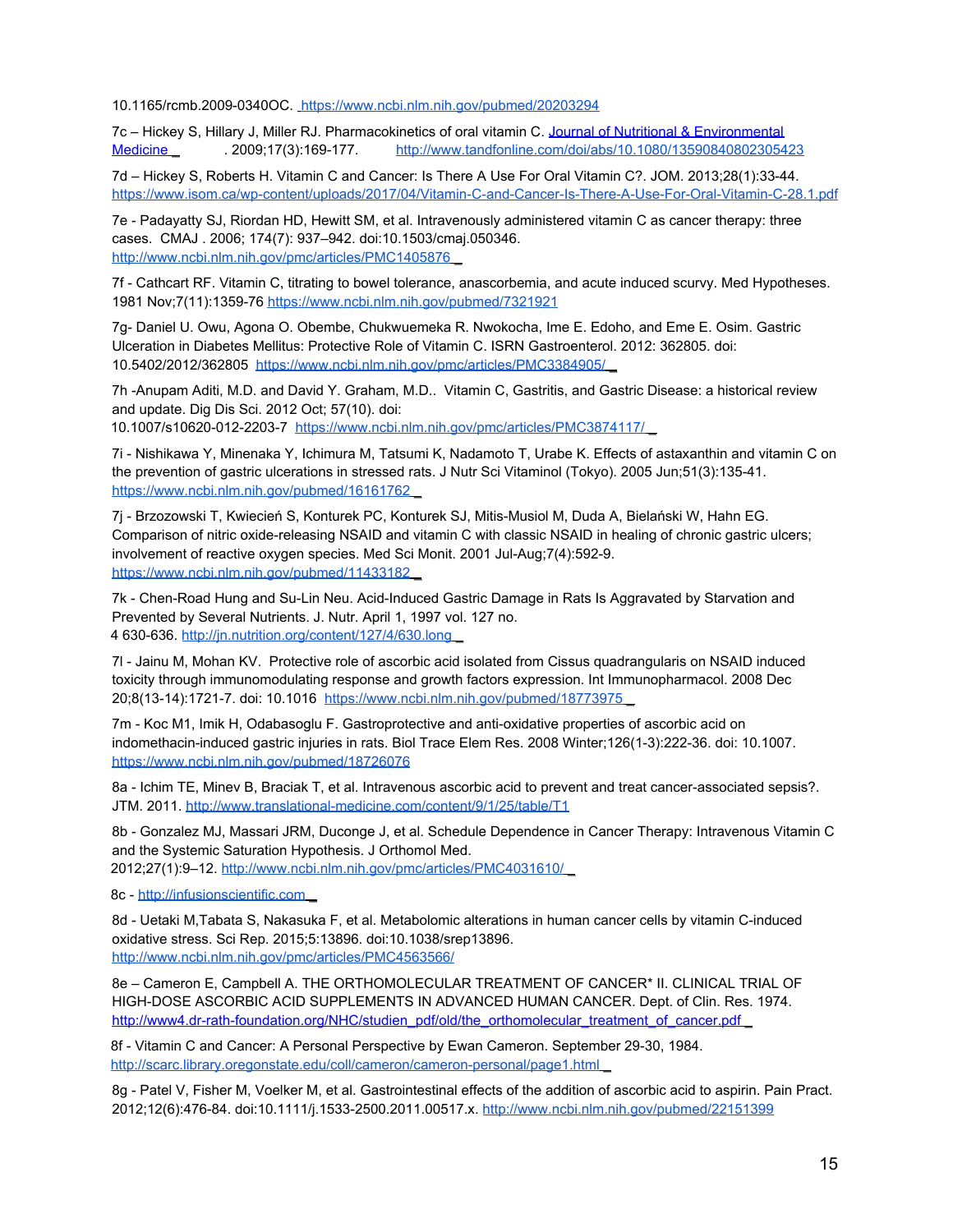10.1165/rcmb.2009-0340OC. https://www.ncbi.nlm.nih.gov/pubmed/20203294

7c – Hickey S, Hillary J, Miller RJ. Pharmacokinetics of oral vitamin C. Journal of Nutritional & Environmental Medicine . 2009;17(3):169-177. http://www.tandfonline.com/doi/abs/10.1080/13590840802305423

7d – Hickey S, Roberts H. Vitamin C and Cancer: Is There A Use For Oral Vitamin C?. JOM. 2013;28(1):33-44. https://www.isom.ca/wp-content/uploads/2017/04/Vitamin-C-and-Cancer-Is-There-A-Use-For-Oral-Vitamin-C-28.1.pdf

7e - Padayatty SJ, Riordan HD, Hewitt SM, et al. Intravenously administered vitamin C as cancer therapy: three cases. CMAJ . 2006; 174(7): 937–942. doi:10.1503/cmaj.050346. http://www.ncbi.nlm.nih.gov/pmc/articles/PMC1405876

7f - Cathcart RF. Vitamin C, titrating to bowel tolerance, anascorbemia, and acute induced scurvy. Med Hypotheses. 1981 Nov;7(11):1359-76 https://www.ncbi.nlm.nih.gov/pubmed/7321921

7g- Daniel U. Owu, Agona O. Obembe, Chukwuemeka R. Nwokocha, Ime E. Edoho, and Eme E. Osim. Gastric Ulceration in Diabetes Mellitus: Protective Role of Vitamin C. ISRN Gastroenterol. 2012: 362805. doi: 10.5402/2012/362805 https://www.ncbi.nlm.nih.gov/pmc/articles/PMC3384905/

7h -Anupam Aditi, M.D. and David Y. Graham, M.D.. Vitamin C, Gastritis, and Gastric Disease: a historical review and update. Dig Dis Sci. 2012 Oct; 57(10). doi: 10.1007/s10620-012-2203-7 https://www.ncbi.nlm.nih.gov/pmc/articles/PMC3874117/

7i - Nishikawa Y, Minenaka Y, Ichimura M, Tatsumi K, Nadamoto T, Urabe K. Effects of astaxanthin and vitamin C on the prevention of gastric ulcerations in stressed rats. J Nutr Sci Vitaminol (Tokyo). 2005 Jun;51(3):135-41. https://www.ncbi.nlm.nih.gov/pubmed/16161762

7j - Brzozowski T, Kwiecień S, Konturek PC, Konturek SJ, Mitis-Musiol M, Duda A, Bielański W, Hahn EG. Comparison of nitric oxide-releasing NSAID and vitamin C with classic NSAID in healing of chronic gastric ulcers; involvement of reactive oxygen species. Med Sci Monit. 2001 Jul-Aug;7(4):592-9. https://www.ncbi.nlm.nih.gov/pubmed/11433182

7k - Chen-Road Hung and Su-Lin Neu. Acid-Induced Gastric Damage in Rats Is Aggravated by Starvation and Prevented by Several Nutrients. J. Nutr. April 1, 1997 vol. 127 no. 4 630-636. http://jn.nutrition.org/content/127/4/630.long

7l - Jainu M, Mohan KV. Protective role of ascorbic acid isolated from Cissus quadrangularis on NSAID induced toxicity through immunomodulating response and growth factors expression. Int Immunopharmacol. 2008 Dec 20;8(13-14):1721-7. doi: 10.1016 https://www.ncbi.nlm.nih.gov/pubmed/18773975

7m - Koc M1, Imik H, Odabasoglu F. Gastroprotective and anti-oxidative properties of ascorbic acid on indomethacin-induced gastric injuries in rats. Biol Trace Elem Res. 2008 Winter;126(1-3):222-36. doi: 10.1007. https://www.ncbi.nlm.nih.gov/pubmed/18726076

8a - Ichim TE, Minev B, Braciak T, et al. Intravenous ascorbic acid to prevent and treat cancer-associated sepsis?. JTM. 2011. http://www.translational-medicine.com/content/9/1/25/table/T1

8b - Gonzalez MJ, Massari JRM, Duconge J, et al. Schedule Dependence in Cancer Therapy: Intravenous Vitamin C and the Systemic Saturation Hypothesis. J Orthomol Med. 2012;27(1):9–12. http://www.ncbi.nlm.nih.gov/pmc/articles/PMC4031610/

8c - http://infusionscientific.com

8d - Uetaki M,Tabata S, Nakasuka F, et al. Metabolomic alterations in human cancer cells by vitamin C-induced oxidative stress. Sci Rep. 2015;5:13896. doi:10.1038/srep13896. http://www.ncbi.nlm.nih.gov/pmc/articles/PMC4563566/

8e – Cameron E, Campbell A. THE ORTHOMOLECULAR TREATMENT OF CANCER* II. CLINICAL TRIAL OF HIGH-DOSE ASCORBIC ACID SUPPLEMENTS IN ADVANCED HUMAN CANCER. Dept. of Clin. Res. 1974. http://www4.dr-rath-foundation.org/NHC/studien_pdf/old/the_orthomolecular_treatment_of_cancer.pdf

8f - Vitamin C and Cancer: A Personal Perspective by Ewan Cameron. September 29-30, 1984. http://scarc.library.oregonstate.edu/coll/cameron/cameron-personal/page1.html

8g - Patel V, Fisher M, Voelker M, et al. Gastrointestinal effects of the addition of ascorbic acid to aspirin. Pain Pract. 2012;12(6):476-84. doi:10.1111/j.1533-2500.2011.00517.x. http://www.ncbi.nlm.nih.gov/pubmed/22151399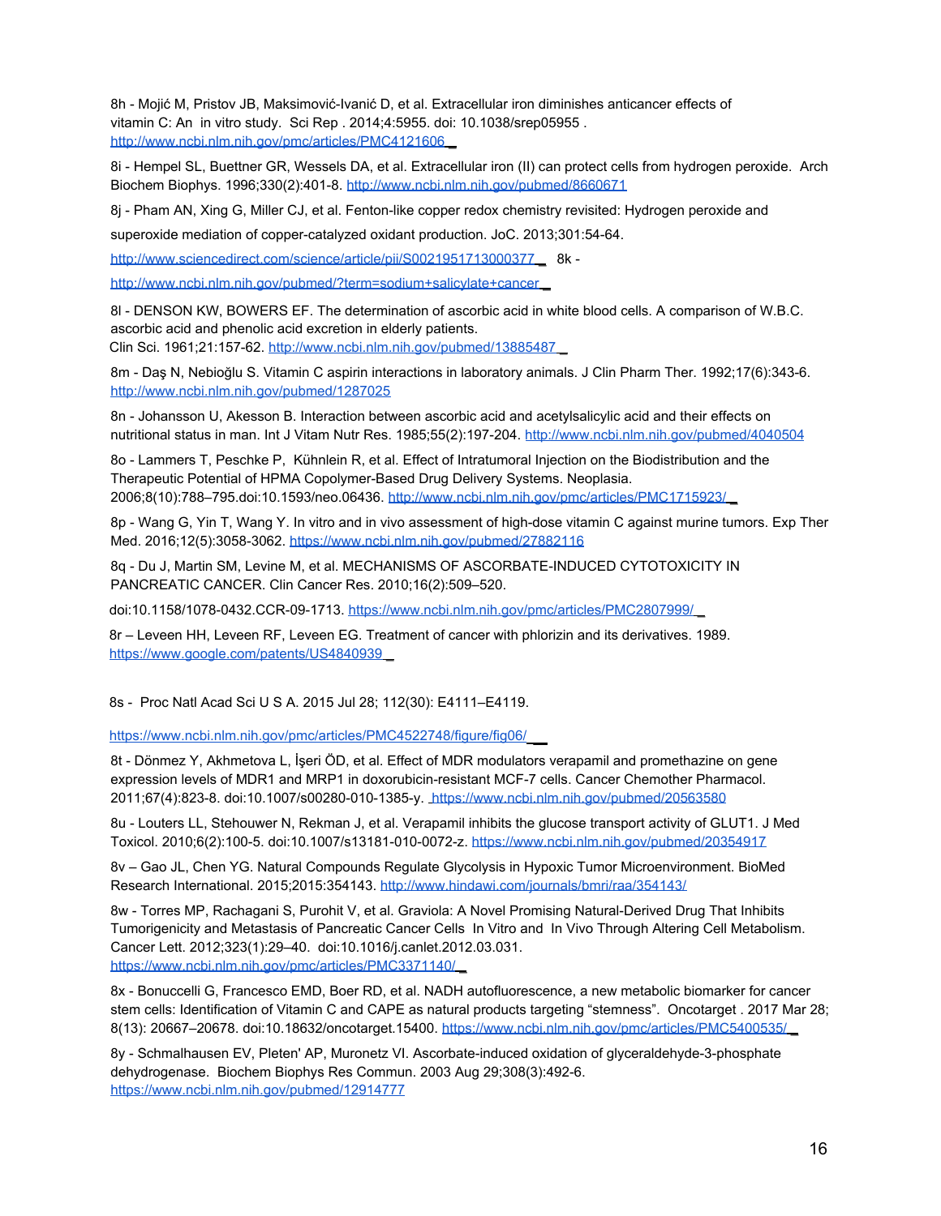8h - Mojić M, Pristov JB, Maksimović-Ivanić D, et al. Extracellular iron diminishes anticancer effects of vitamin C: An in vitro study. Sci Rep . 2014;4:5955. doi: 10.1038/srep05955 . http://www.ncbi.nlm.nih.gov/pmc/articles/PMC4121606

8i - Hempel SL, Buettner GR, Wessels DA, et al. Extracellular iron (II) can protect cells from hydrogen peroxide. Arch Biochem Biophys. 1996;330(2):401-8. http://www.ncbi.nlm.nih.gov/pubmed/8660671

8j - Pham AN, Xing G, Miller CJ, et al. Fenton-like copper redox chemistry revisited: Hydrogen peroxide and superoxide mediation of copper-catalyzed oxidant production. JoC. 2013;301:54-64.

http://www.sciencedirect.com/science/article/pii/S0021951713000377 8k - http://www.ncbi.nlm.nih.gov/pubmed/?term=sodium+salicylate+cancer

8l - DENSON KW, BOWERS EF. The determination of ascorbic acid in white blood cells. A comparison of W.B.C. ascorbic acid and phenolic acid excretion in elderly patients.
Clin Sci. 1961;21:157-62. http://www.ncbi.nlm.nih.gov/pubmed/13885487

8m - Daş N, Nebioğlu S. Vitamin C aspirin interactions in laboratory animals. J Clin Pharm Ther. 1992;17(6):343-6. http://www.ncbi.nlm.nih.gov/pubmed/1287025

8n - Johansson U, Akesson B. Interaction between ascorbic acid and acetylsalicylic acid and their effects on nutritional status in man. Int J Vitam Nutr Res. 1985;55(2):197-204. http://www.ncbi.nlm.nih.gov/pubmed/4040504

8o - Lammers T, Peschke P, Kühnlein R, et al. Effect of Intratumoral Injection on the Biodistribution and the Therapeutic Potential of HPMA Copolymer-Based Drug Delivery Systems. Neoplasia. 2006;8(10):788–795.doi:10.1593/neo.06436. http://www.ncbi.nlm.nih.gov/pmc/articles/PMC1715923/

8p - Wang G, Yin T, Wang Y. In vitro and in vivo assessment of high-dose vitamin C against murine tumors. Exp Ther Med. 2016;12(5):3058-3062. https://www.ncbi.nlm.nih.gov/pubmed/27882116

8q - Du J, Martin SM, Levine M, et al. MECHANISMS OF ASCORBATE-INDUCED CYTOTOXICITY IN PANCREATIC CANCER. Clin Cancer Res. 2010;16(2):509–520.

doi:10.1158/1078-0432.CCR-09-1713. https://www.ncbi.nlm.nih.gov/pmc/articles/PMC2807999/

8r – Leveen HH, Leveen RF, Leveen EG. Treatment of cancer with phlorizin and its derivatives. 1989. https://www.google.com/patents/US4840939

8s - Proc Natl Acad Sci U S A. 2015 Jul 28; 112(30): E4111–E4119.

https://www.ncbi.nlm.nih.gov/pmc/articles/PMC4522748/figure/fig06/

8t - Dönmez Y, Akhmetova L, İşeri ÖD, et al. Effect of MDR modulators verapamil and promethazine on gene expression levels of MDR1 and MRP1 in doxorubicin-resistant MCF-7 cells. Cancer Chemother Pharmacol. 2011;67(4):823-8. doi:10.1007/s00280-010-1385-y. https://www.ncbi.nlm.nih.gov/pubmed/20563580

8u - Louters LL, Stehouwer N, Rekman J, et al. Verapamil inhibits the glucose transport activity of GLUT1. J Med Toxicol. 2010;6(2):100-5. doi:10.1007/s13181-010-0072-z. https://www.ncbi.nlm.nih.gov/pubmed/20354917

8v – Gao JL, Chen YG. Natural Compounds Regulate Glycolysis in Hypoxic Tumor Microenvironment. BioMed Research International. 2015;2015:354143. http://www.hindawi.com/journals/bmri/raa/354143/

8w - Torres MP, Rachagani S, Purohit V, et al. Graviola: A Novel Promising Natural-Derived Drug That Inhibits Tumorigenicity and Metastasis of Pancreatic Cancer Cells In Vitro and In Vivo Through Altering Cell Metabolism. Cancer Lett. 2012;323(1):29–40. doi:10.1016/j.canlet.2012.03.031. https://www.ncbi.nlm.nih.gov/pmc/articles/PMC3371140/

8x - Bonuccelli G, Francesco EMD, Boer RD, et al. NADH autofluorescence, a new metabolic biomarker for cancer stem cells: Identification of Vitamin C and CAPE as natural products targeting "stemness". Oncotarget . 2017 Mar 28; 8(13): 20667–20678. doi:10.18632/oncotarget.15400. https://www.ncbi.nlm.nih.gov/pmc/articles/PMC5400535/

8y - Schmalhausen EV, Pleten' AP, Muronetz VI. Ascorbate-induced oxidation of glyceraldehyde-3-phosphate dehydrogenase. Biochem Biophys Res Commun. 2003 Aug 29;308(3):492-6. https://www.ncbi.nlm.nih.gov/pubmed/12914777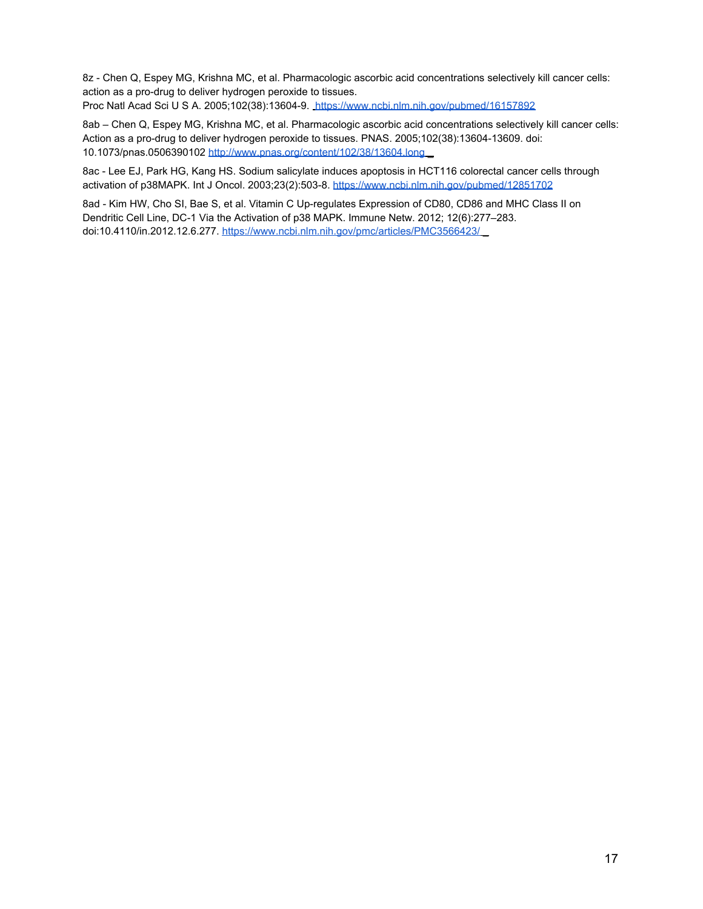8z - Chen Q, Espey MG, Krishna MC, et al. Pharmacologic ascorbic acid concentrations selectively kill cancer cells: action as a pro-drug to deliver hydrogen peroxide to tissues.
Proc Natl Acad Sci U S A. 2005;102(38):13604-9. https://www.ncbi.nlm.nih.gov/pubmed/16157892

8ab – Chen Q, Espey MG, Krishna MC, et al. Pharmacologic ascorbic acid concentrations selectively kill cancer cells: Action as a pro-drug to deliver hydrogen peroxide to tissues. PNAS. 2005;102(38):13604-13609. doi: 10.1073/pnas.0506390102 http://www.pnas.org/content/102/38/13604.long

8ac - Lee EJ, Park HG, Kang HS. Sodium salicylate induces apoptosis in HCT116 colorectal cancer cells through activation of p38MAPK. Int J Oncol. 2003;23(2):503-8. https://www.ncbi.nlm.nih.gov/pubmed/12851702

8ad - Kim HW, Cho SI, Bae S, et al. Vitamin C Up-regulates Expression of CD80, CD86 and MHC Class II on Dendritic Cell Line, DC-1 Via the Activation of p38 MAPK. Immune Netw. 2012; 12(6):277–283. doi:10.4110/in.2012.12.6.277. https://www.ncbi.nlm.nih.gov/pmc/articles/PMC3566423/